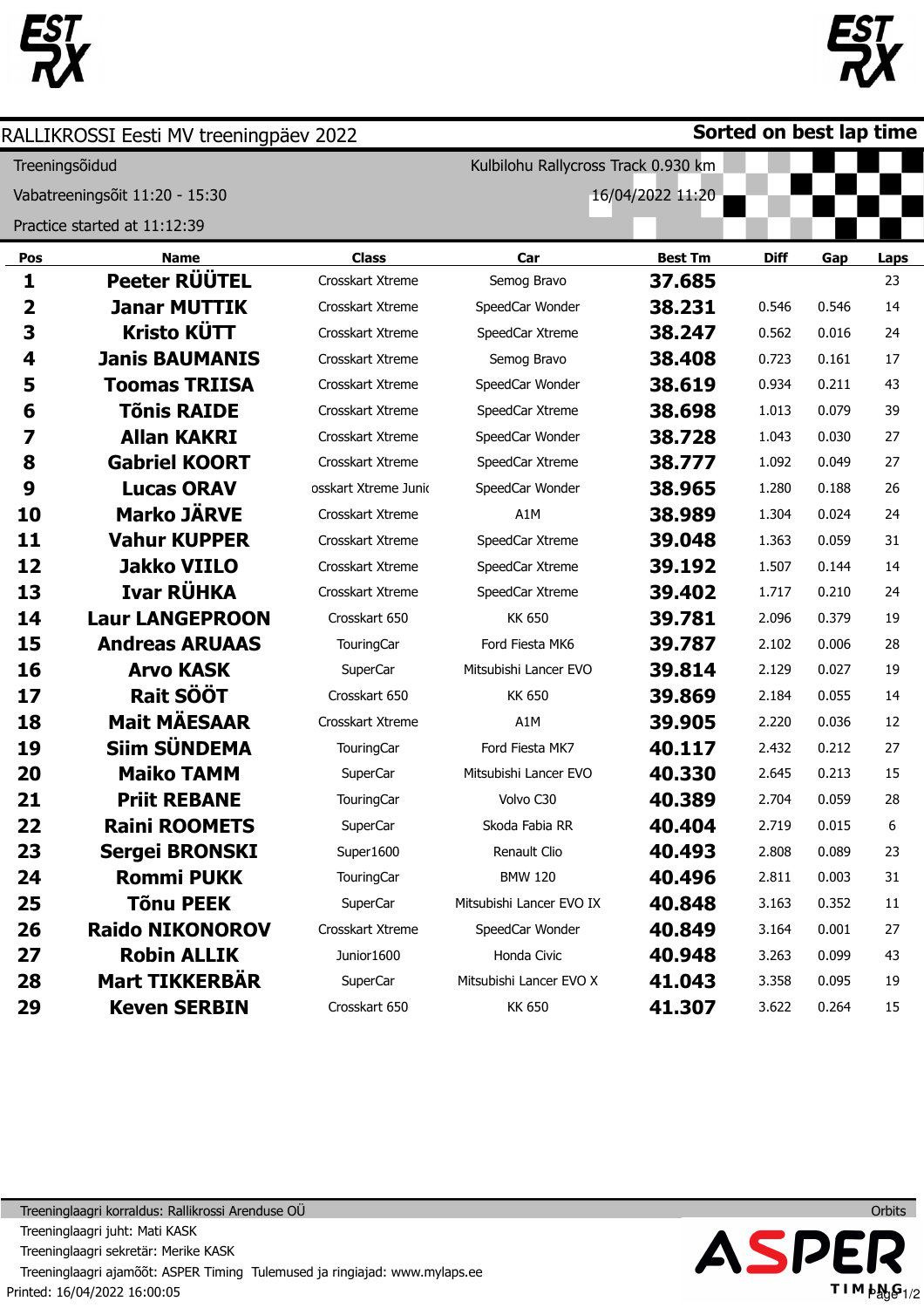# RALLIKROSSI Eesti MV treeningpäev 2022

**Sorted on best lap time**

Treeningsõidud

Vabatreeningsõit 11:20 - 15:30

Practice started at 11:12:39

Kulbilohu Rallycross Track 0.930 km

16/04/2022 11:20

| Pos | Name | Class | Car | Best Tm | Diff | Gap | Laps |
|---|---|---|---|---|---|---|---|
| 1 | **Peeter RÜÜTEL** | Crosskart Xtreme | Semog Bravo | **37.685** | | | 23 |
| 2 | **Janar MUTTIK** | Crosskart Xtreme | SpeedCar Wonder | **38.231** | 0.546 | 0.546 | 14 |
| 3 | **Kristo KÜTT** | Crosskart Xtreme | SpeedCar Xtreme | **38.247** | 0.562 | 0.016 | 24 |
| 4 | **Janis BAUMANIS** | Crosskart Xtreme | Semog Bravo | **38.408** | 0.723 | 0.161 | 17 |
| 5 | **Toomas TRIISA** | Crosskart Xtreme | SpeedCar Wonder | **38.619** | 0.934 | 0.211 | 43 |
| 6 | **Tõnis RAIDE** | Crosskart Xtreme | SpeedCar Xtreme | **38.698** | 1.013 | 0.079 | 39 |
| 7 | **Allan KAKRI** | Crosskart Xtreme | SpeedCar Wonder | **38.728** | 1.043 | 0.030 | 27 |
| 8 | **Gabriel KOORT** | Crosskart Xtreme | SpeedCar Xtreme | **38.777** | 1.092 | 0.049 | 27 |
| 9 | **Lucas ORAV** | osskart Xtreme Junic | SpeedCar Wonder | **38.965** | 1.280 | 0.188 | 26 |
| 10 | **Marko JÄRVE** | Crosskart Xtreme | A1M | **38.989** | 1.304 | 0.024 | 24 |
| 11 | **Vahur KUPPER** | Crosskart Xtreme | SpeedCar Xtreme | **39.048** | 1.363 | 0.059 | 31 |
| 12 | **Jakko VIILO** | Crosskart Xtreme | SpeedCar Xtreme | **39.192** | 1.507 | 0.144 | 14 |
| 13 | **Ivar RÜHKA** | Crosskart Xtreme | SpeedCar Xtreme | **39.402** | 1.717 | 0.210 | 24 |
| 14 | **Laur LANGEPROON** | Crosskart 650 | KK 650 | **39.781** | 2.096 | 0.379 | 19 |
| 15 | **Andreas ARUAAS** | TouringCar | Ford Fiesta MK6 | **39.787** | 2.102 | 0.006 | 28 |
| 16 | **Arvo KASK** | SuperCar | Mitsubishi Lancer EVO | **39.814** | 2.129 | 0.027 | 19 |
| 17 | **Rait SÖÖT** | Crosskart 650 | KK 650 | **39.869** | 2.184 | 0.055 | 14 |
| 18 | **Mait MÄESAAR** | Crosskart Xtreme | A1M | **39.905** | 2.220 | 0.036 | 12 |
| 19 | **Siim SÜNDEMA** | TouringCar | Ford Fiesta MK7 | **40.117** | 2.432 | 0.212 | 27 |
| 20 | **Maiko TAMM** | SuperCar | Mitsubishi Lancer EVO | **40.330** | 2.645 | 0.213 | 15 |
| 21 | **Priit REBANE** | TouringCar | Volvo C30 | **40.389** | 2.704 | 0.059 | 28 |
| 22 | **Raini ROOMETS** | SuperCar | Skoda Fabia RR | **40.404** | 2.719 | 0.015 | 6 |
| 23 | **Sergei BRONSKI** | Super1600 | Renault Clio | **40.493** | 2.808 | 0.089 | 23 |
| 24 | **Rommi PUKK** | TouringCar | BMW 120 | **40.496** | 2.811 | 0.003 | 31 |
| 25 | **Tõnu PEEK** | SuperCar | Mitsubishi Lancer EVO IX | **40.848** | 3.163 | 0.352 | 11 |
| 26 | **Raido NIKONOROV** | Crosskart Xtreme | SpeedCar Wonder | **40.849** | 3.164 | 0.001 | 27 |
| 27 | **Robin ALLIK** | Junior1600 | Honda Civic | **40.948** | 3.263 | 0.099 | 43 |
| 28 | **Mart TIKKERBÄR** | SuperCar | Mitsubishi Lancer EVO X | **41.043** | 3.358 | 0.095 | 19 |
| 29 | **Keven SERBIN** | Crosskart 650 | KK 650 | **41.307** | 3.622 | 0.264 | 15 |

Treeninglaagri korraldus: Rallikrossi Arenduse OÜ

Treeninglaagri juht: Mati KASK

Treeninglaagri sekretär: Merike KASK

Treeninglaagri ajamõõt: ASPER Timing Tulemused ja ringiajad: www.mylaps.ee

Printed: 16/04/2022 16:00:05

Orbits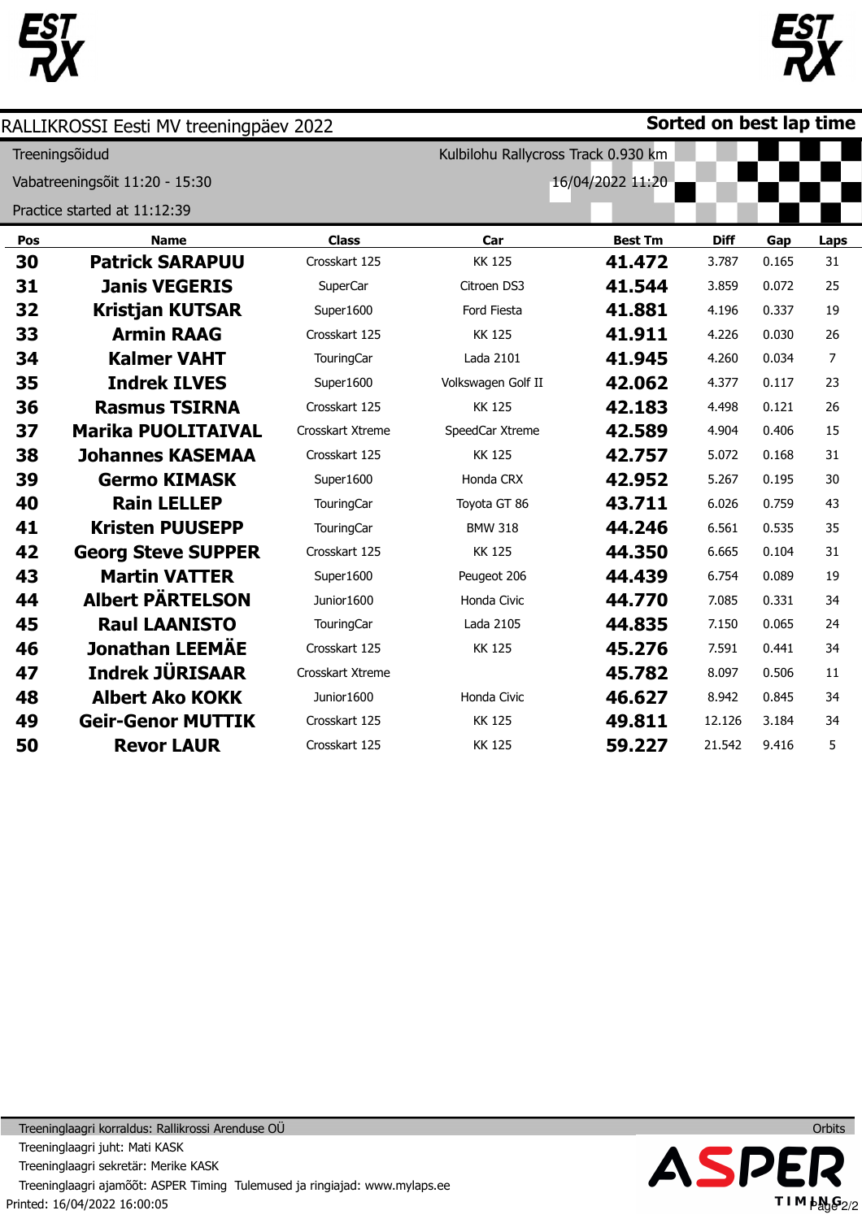RALLIKROSSI Eesti MV treeningpäev 2022

**Sorted on best lap time**

Treeningsõidud

Vabatreeningsõit 11:20 - 15:30

Practice started at 11:12:39

Kulbilohu Rallycross Track 0.930 km

16/04/2022 11:20

| Pos | Name | Class | Car | Best Tm | Diff | Gap | Laps |
|---|---|---|---|---|---|---|---|
| 30 | Patrick SARAPUU | Crosskart 125 | KK 125 | 41.472 | 3.787 | 0.165 | 31 |
| 31 | Janis VEGERIS | SuperCar | Citroen DS3 | 41.544 | 3.859 | 0.072 | 25 |
| 32 | Kristjan KUTSAR | Super1600 | Ford Fiesta | 41.881 | 4.196 | 0.337 | 19 |
| 33 | Armin RAAG | Crosskart 125 | KK 125 | 41.911 | 4.226 | 0.030 | 26 |
| 34 | Kalmer VAHT | TouringCar | Lada 2101 | 41.945 | 4.260 | 0.034 | 7 |
| 35 | Indrek ILVES | Super1600 | Volkswagen Golf II | 42.062 | 4.377 | 0.117 | 23 |
| 36 | Rasmus TSIRNA | Crosskart 125 | KK 125 | 42.183 | 4.498 | 0.121 | 26 |
| 37 | Marika PUOLITAIVAL | Crosskart Xtreme | SpeedCar Xtreme | 42.589 | 4.904 | 0.406 | 15 |
| 38 | Johannes KASEMAA | Crosskart 125 | KK 125 | 42.757 | 5.072 | 0.168 | 31 |
| 39 | Germo KIMASK | Super1600 | Honda CRX | 42.952 | 5.267 | 0.195 | 30 |
| 40 | Rain LELLEP | TouringCar | Toyota GT 86 | 43.711 | 6.026 | 0.759 | 43 |
| 41 | Kristen PUUSEPP | TouringCar | BMW 318 | 44.246 | 6.561 | 0.535 | 35 |
| 42 | Georg Steve SUPPER | Crosskart 125 | KK 125 | 44.350 | 6.665 | 0.104 | 31 |
| 43 | Martin VATTER | Super1600 | Peugeot 206 | 44.439 | 6.754 | 0.089 | 19 |
| 44 | Albert PÄRTELSON | Junior1600 | Honda Civic | 44.770 | 7.085 | 0.331 | 34 |
| 45 | Raul LAANISTO | TouringCar | Lada 2105 | 44.835 | 7.150 | 0.065 | 24 |
| 46 | Jonathan LEEMÄE | Crosskart 125 | KK 125 | 45.276 | 7.591 | 0.441 | 34 |
| 47 | Indrek JÜRISAAR | Crosskart Xtreme | | 45.782 | 8.097 | 0.506 | 11 |
| 48 | Albert Ako KOKK | Junior1600 | Honda Civic | 46.627 | 8.942 | 0.845 | 34 |
| 49 | Geir-Genor MUTTIK | Crosskart 125 | KK 125 | 49.811 | 12.126 | 3.184 | 34 |
| 50 | Revor LAUR | Crosskart 125 | KK 125 | 59.227 | 21.542 | 9.416 | 5 |

Treeninglaagri korraldus: Rallikrossi Arenduse OÜ

Treeninglaagri juht: Mati KASK

Treeninglaagri sekretär: Merike KASK

Treeninglaagri ajamõõt: ASPER Timing Tulemused ja ringiajad: www.mylaps.ee

Printed: 16/04/2022 16:00:05

Orbits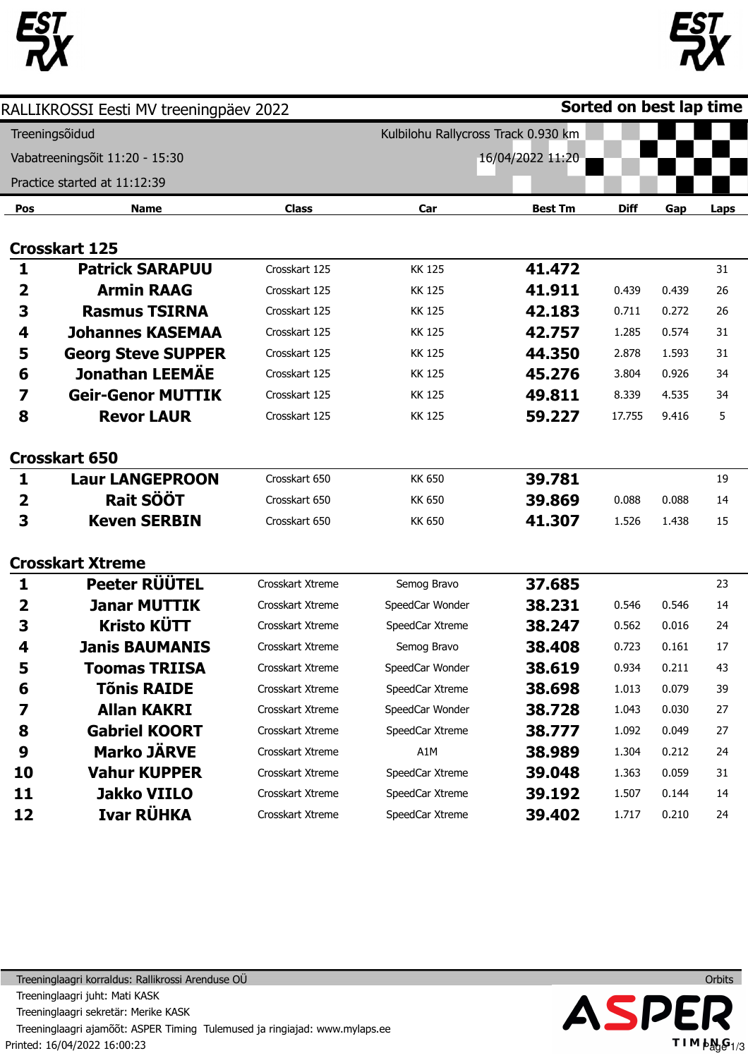RALLIKROSSI Eesti MV treeningpäev 2022

**Sorted on best lap time**

Treeningsõidud

Kulbilohu Rallycross Track 0.930 km

Vabatreeningsõit 11:20 - 15:30

16/04/2022 11:20

Practice started at 11:12:39

| Pos | Name | Class | Car | Best Tm | Diff | Gap | Laps |
|---|---|---|---|---|---|---|---|
| **Crosskart 125** | | | | | | | |
| **1** | **Patrick SARAPUU** | Crosskart 125 | KK 125 | **41.472** | | | 31 |
| **2** | **Armin RAAG** | Crosskart 125 | KK 125 | **41.911** | 0.439 | 0.439 | 26 |
| **3** | **Rasmus TSIRNA** | Crosskart 125 | KK 125 | **42.183** | 0.711 | 0.272 | 26 |
| **4** | **Johannes KASEMAA** | Crosskart 125 | KK 125 | **42.757** | 1.285 | 0.574 | 31 |
| **5** | **Georg Steve SUPPER** | Crosskart 125 | KK 125 | **44.350** | 2.878 | 1.593 | 31 |
| **6** | **Jonathan LEEMÄE** | Crosskart 125 | KK 125 | **45.276** | 3.804 | 0.926 | 34 |
| **7** | **Geir-Genor MUTTIK** | Crosskart 125 | KK 125 | **49.811** | 8.339 | 4.535 | 34 |
| **8** | **Revor LAUR** | Crosskart 125 | KK 125 | **59.227** | 17.755 | 9.416 | 5 |
| **Crosskart 650** | | | | | | | |
| **1** | **Laur LANGEPROON** | Crosskart 650 | KK 650 | **39.781** | | | 19 |
| **2** | **Rait SÖÖT** | Crosskart 650 | KK 650 | **39.869** | 0.088 | 0.088 | 14 |
| **3** | **Keven SERBIN** | Crosskart 650 | KK 650 | **41.307** | 1.526 | 1.438 | 15 |
| **Crosskart Xtreme** | | | | | | | |
| **1** | **Peeter RÜÜTEL** | Crosskart Xtreme | Semog Bravo | **37.685** | | | 23 |
| **2** | **Janar MUTTIK** | Crosskart Xtreme | SpeedCar Wonder | **38.231** | 0.546 | 0.546 | 14 |
| **3** | **Kristo KÜTT** | Crosskart Xtreme | SpeedCar Xtreme | **38.247** | 0.562 | 0.016 | 24 |
| **4** | **Janis BAUMANIS** | Crosskart Xtreme | Semog Bravo | **38.408** | 0.723 | 0.161 | 17 |
| **5** | **Toomas TRIISA** | Crosskart Xtreme | SpeedCar Wonder | **38.619** | 0.934 | 0.211 | 43 |
| **6** | **Tõnis RAIDE** | Crosskart Xtreme | SpeedCar Xtreme | **38.698** | 1.013 | 0.079 | 39 |
| **7** | **Allan KAKRI** | Crosskart Xtreme | SpeedCar Wonder | **38.728** | 1.043 | 0.030 | 27 |
| **8** | **Gabriel KOORT** | Crosskart Xtreme | SpeedCar Xtreme | **38.777** | 1.092 | 0.049 | 27 |
| **9** | **Marko JÄRVE** | Crosskart Xtreme | A1M | **38.989** | 1.304 | 0.212 | 24 |
| **10** | **Vahur KUPPER** | Crosskart Xtreme | SpeedCar Xtreme | **39.048** | 1.363 | 0.059 | 31 |
| **11** | **Jakko VIILO** | Crosskart Xtreme | SpeedCar Xtreme | **39.192** | 1.507 | 0.144 | 14 |
| **12** | **Ivar RÜHKA** | Crosskart Xtreme | SpeedCar Xtreme | **39.402** | 1.717 | 0.210 | 24 |

Treeninglaagri korraldus: Rallikrossi Arenduse OÜ

Treeninglaagri juht: Mati KASK

Treeninglaagri sekretär: Merike KASK

Treeninglaagri ajamõõt: ASPER Timing Tulemused ja ringiajad: www.mylaps.ee

Printed: 16/04/2022 16:00:23

Orbits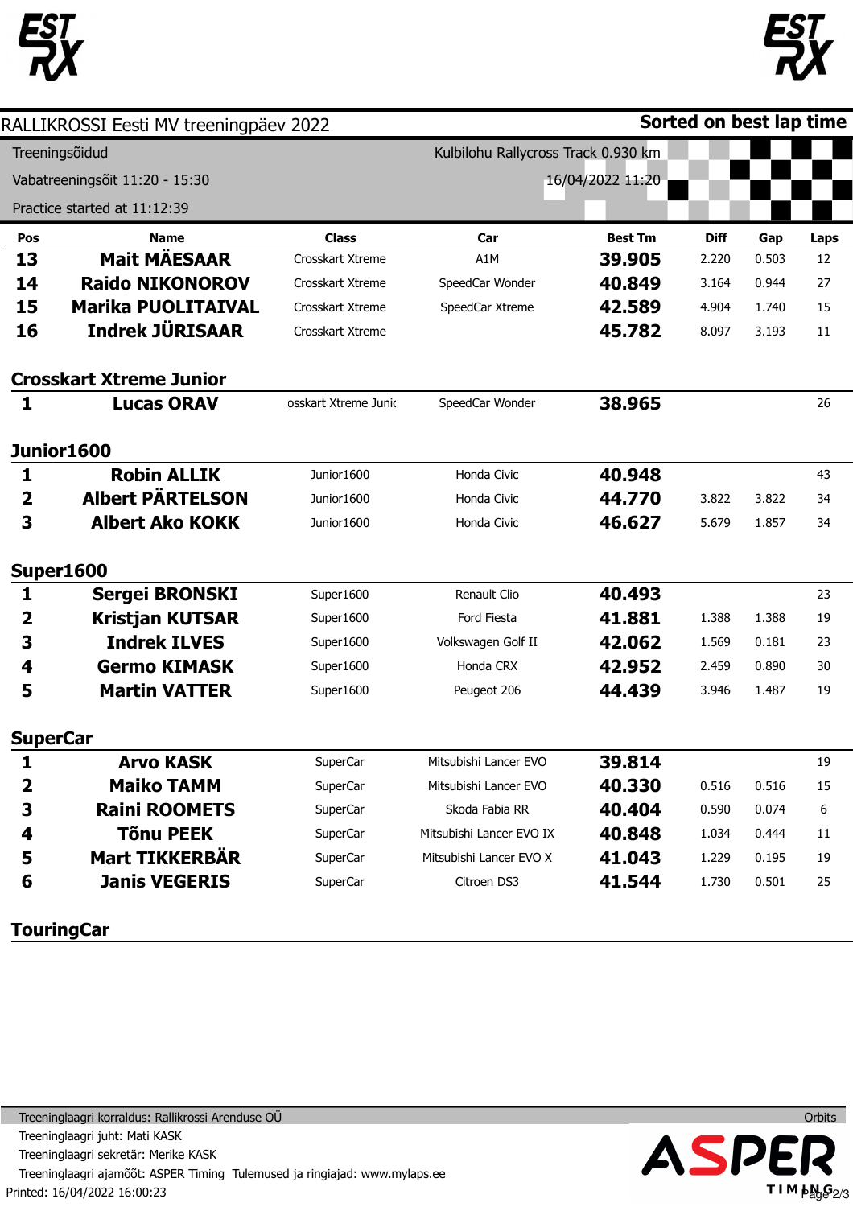RALLIKROSSI Eesti MV treeningpäev 2022

**Sorted on best lap time**

Treeningsõidud

Kulbilohu Rallycross Track 0.930 km

Vabatreeningsõit 11:20 - 15:30

16/04/2022 11:20

Practice started at 11:12:39

| Pos | Name | Class | Car | Best Tm | Diff | Gap | Laps |
|---|---|---|---|---|---|---|---|
| 13 | **Mait MÄESAAR** | Crosskart Xtreme | A1M | **39.905** | 2.220 | 0.503 | 12 |
| 14 | **Raido NIKONOROV** | Crosskart Xtreme | SpeedCar Wonder | **40.849** | 3.164 | 0.944 | 27 |
| 15 | **Marika PUOLITAIVAL** | Crosskart Xtreme | SpeedCar Xtreme | **42.589** | 4.904 | 1.740 | 15 |
| 16 | **Indrek JÜRISAAR** | Crosskart Xtreme | | **45.782** | 8.097 | 3.193 | 11 |

## Crosskart Xtreme Junior

| Pos | Name | Class | Car | Best Tm | Diff | Gap | Laps |
|---|---|---|---|---|---|---|---|
| 1 | **Lucas ORAV** | osskart Xtreme Junio | SpeedCar Wonder | **38.965** | | | 26 |

## Junior1600

| Pos | Name | Class | Car | Best Tm | Diff | Gap | Laps |
|---|---|---|---|---|---|---|---|
| 1 | **Robin ALLIK** | Junior1600 | Honda Civic | **40.948** | | | 43 |
| 2 | **Albert PÄRTELSON** | Junior1600 | Honda Civic | **44.770** | 3.822 | 3.822 | 34 |
| 3 | **Albert Ako KOKK** | Junior1600 | Honda Civic | **46.627** | 5.679 | 1.857 | 34 |

## Super1600

| Pos | Name | Class | Car | Best Tm | Diff | Gap | Laps |
|---|---|---|---|---|---|---|---|
| 1 | **Sergei BRONSKI** | Super1600 | Renault Clio | **40.493** | | | 23 |
| 2 | **Kristjan KUTSAR** | Super1600 | Ford Fiesta | **41.881** | 1.388 | 1.388 | 19 |
| 3 | **Indrek ILVES** | Super1600 | Volkswagen Golf II | **42.062** | 1.569 | 0.181 | 23 |
| 4 | **Germo KIMASK** | Super1600 | Honda CRX | **42.952** | 2.459 | 0.890 | 30 |
| 5 | **Martin VATTER** | Super1600 | Peugeot 206 | **44.439** | 3.946 | 1.487 | 19 |

## SuperCar

| Pos | Name | Class | Car | Best Tm | Diff | Gap | Laps |
|---|---|---|---|---|---|---|---|
| 1 | **Arvo KASK** | SuperCar | Mitsubishi Lancer EVO | **39.814** | | | 19 |
| 2 | **Maiko TAMM** | SuperCar | Mitsubishi Lancer EVO | **40.330** | 0.516 | 0.516 | 15 |
| 3 | **Raini ROOMETS** | SuperCar | Skoda Fabia RR | **40.404** | 0.590 | 0.074 | 6 |
| 4 | **Tõnu PEEK** | SuperCar | Mitsubishi Lancer EVO IX | **40.848** | 1.034 | 0.444 | 11 |
| 5 | **Mart TIKKERBÄR** | SuperCar | Mitsubishi Lancer EVO X | **41.043** | 1.229 | 0.195 | 19 |
| 6 | **Janis VEGERIS** | SuperCar | Citroen DS3 | **41.544** | 1.730 | 0.501 | 25 |

## TouringCar

Treeninglaagri korraldus: Rallikrossi Arenduse OÜ

Treeninglaagri juht: Mati KASK

Treeninglaagri sekretär: Merike KASK

Treeninglaagri ajamõõt: ASPER Timing Tulemused ja ringiajad: www.mylaps.ee

Printed: 16/04/2022 16:00:23

Orbits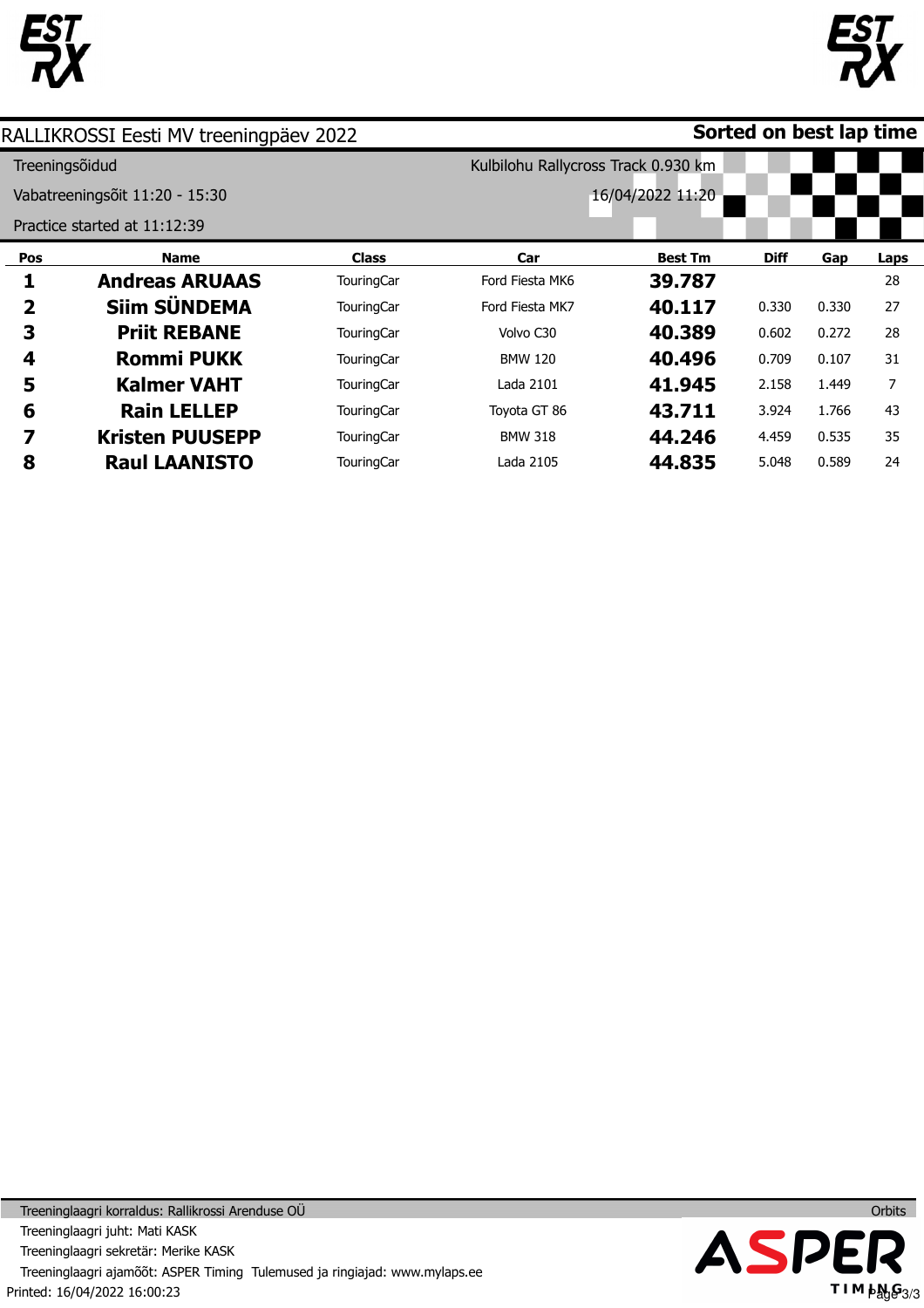RALLIKROSSI Eesti MV treeningpäev 2022

**Sorted on best lap time**

Treeningsõidud

Vabatreeningsõit 11:20 - 15:30

Practice started at 11:12:39

Kulbilohu Rallycross Track 0.930 km

16/04/2022 11:20

| Pos | Name | Class | Car | Best Tm | Diff | Gap | Laps |
|---|---|---|---|---|---|---|---|
| **1** | **Andreas ARUAAS** | TouringCar | Ford Fiesta MK6 | **39.787** | | | 28 |
| **2** | **Siim SÜNDEMA** | TouringCar | Ford Fiesta MK7 | **40.117** | 0.330 | 0.330 | 27 |
| **3** | **Priit REBANE** | TouringCar | Volvo C30 | **40.389** | 0.602 | 0.272 | 28 |
| **4** | **Rommi PUKK** | TouringCar | BMW 120 | **40.496** | 0.709 | 0.107 | 31 |
| **5** | **Kalmer VAHT** | TouringCar | Lada 2101 | **41.945** | 2.158 | 1.449 | 7 |
| **6** | **Rain LELLEP** | TouringCar | Toyota GT 86 | **43.711** | 3.924 | 1.766 | 43 |
| **7** | **Kristen PUUSEPP** | TouringCar | BMW 318 | **44.246** | 4.459 | 0.535 | 35 |
| **8** | **Raul LAANISTO** | TouringCar | Lada 2105 | **44.835** | 5.048 | 0.589 | 24 |

Treeninglaagri korraldus: Rallikrossi Arenduse OÜ

Orbits

Treeninglaagri juht: Mati KASK

Treeninglaagri sekretär: Merike KASK

Treeninglaagri ajamõõt: ASPER Timing Tulemused ja ringiajad: www.mylaps.ee

Printed: 16/04/2022 16:00:23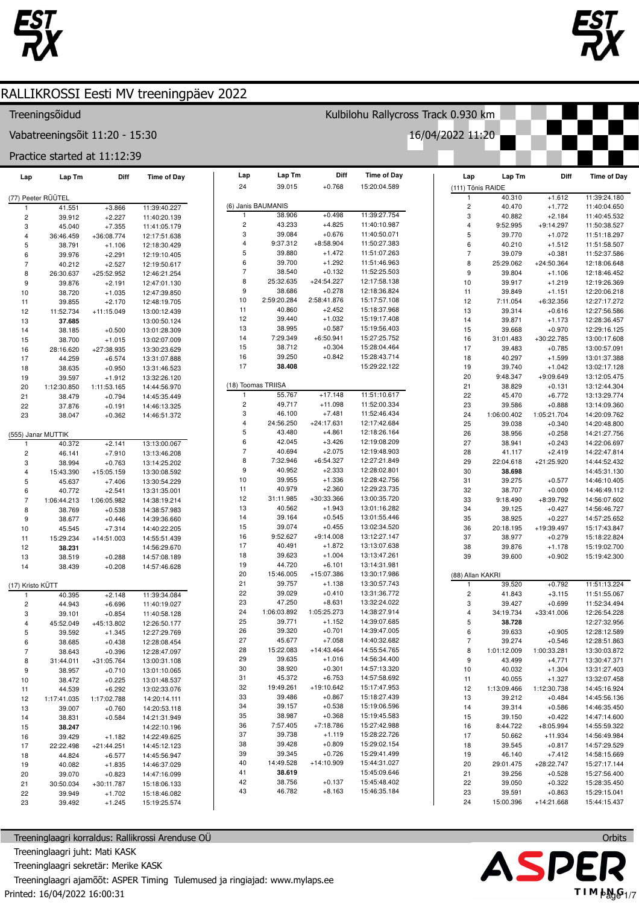# RALLIKROSSI Eesti MV treeningpäev 2022

Treeningsõidud

Kulbilohu Rallycross Track 0.930 km

Vabatreeningsõit 11:20 - 15:30

16/04/2022 11:20

Practice started at 11:12:39

### (77) Peeter RÜÜTEL

| Lap | Lap Tm | Diff | Time of Day |
|---|---|---|---|
| 1 | 41.551 | +3.866 | 11:39:40.227 |
| 2 | 39.912 | +2.227 | 11:40:20.139 |
| 3 | 45.040 | +7.355 | 11:41:05.179 |
| 4 | 36:46.459 | +36:08.774 | 12:17:51.638 |
| 5 | 38.791 | +1.106 | 12:18:30.429 |
| 6 | 39.976 | +2.291 | 12:19:10.405 |
| 7 | 40.212 | +2.527 | 12:19:50.617 |
| 8 | 26:30.637 | +25:52.952 | 12:46:21.254 |
| 9 | 39.876 | +2.191 | 12:47:01.130 |
| 10 | 38.720 | +1.035 | 12:47:39.850 |
| 11 | 39.855 | +2.170 | 12:48:19.705 |
| 12 | 11:52.734 | +11:15.049 | 13:00:12.439 |
| 13 | **37.685** | | 13:00:50.124 |
| 14 | 38.185 | +0.500 | 13:01:28.309 |
| 15 | 38.700 | +1.015 | 13:02:07.009 |
| 16 | 28:16.620 | +27:38.935 | 13:30:23.629 |
| 17 | 44.259 | +6.574 | 13:31:07.888 |
| 18 | 38.635 | +0.950 | 13:31:46.523 |
| 19 | 39.597 | +1.912 | 13:32:26.120 |
| 20 | 1:12:30.850 | 1:11:53.165 | 14:44:56.970 |
| 21 | 38.479 | +0.794 | 14:45:35.449 |
| 22 | 37.876 | +0.191 | 14:46:13.325 |
| 23 | 38.047 | +0.362 | 14:46:51.372 |

### (555) Janar MUTTIK

| Lap | Lap Tm | Diff | Time of Day |
|---|---|---|---|
| 1 | 40.372 | +2.141 | 13:13:00.067 |
| 2 | 46.141 | +7.910 | 13:13:46.208 |
| 3 | 38.994 | +0.763 | 13:14:25.202 |
| 4 | 15:43.390 | +15:05.159 | 13:30:08.592 |
| 5 | 45.637 | +7.406 | 13:30:54.229 |
| 6 | 40.772 | +2.541 | 13:31:35.001 |
| 7 | 1:06:44.213 | 1:06:05.982 | 14:38:19.214 |
| 8 | 38.769 | +0.538 | 14:38:57.983 |
| 9 | 38.677 | +0.446 | 14:39:36.660 |
| 10 | 45.545 | +7.314 | 14:40:22.205 |
| 11 | 15:29.234 | +14:51.003 | 14:55:51.439 |
| 12 | **38.231** | | 14:56:29.670 |
| 13 | 38.519 | +0.288 | 14:57:08.189 |
| 14 | 38.439 | +0.208 | 14:57:46.628 |

### (17) Kristo KÜTT

| Lap | Lap Tm | Diff | Time of Day |
|---|---|---|---|
| 1 | 40.395 | +2.148 | 11:39:34.084 |
| 2 | 44.943 | +6.696 | 11:40:19.027 |
| 3 | 39.101 | +0.854 | 11:40:58.128 |
| 4 | 45:52.049 | +45:13.802 | 12:26:50.177 |
| 5 | 39.592 | +1.345 | 12:27:29.769 |
| 6 | 38.685 | +0.438 | 12:28:08.454 |
| 7 | 38.643 | +0.396 | 12:28:47.097 |
| 8 | 31:44.011 | +31:05.764 | 13:00:31.108 |
| 9 | 38.957 | +0.710 | 13:01:10.065 |
| 10 | 38.472 | +0.225 | 13:01:48.537 |
| 11 | 44.539 | +6.292 | 13:02:33.076 |
| 12 | 1:17:41.035 | 1:17:02.788 | 14:20:14.111 |
| 13 | 39.007 | +0.760 | 14:20:53.118 |
| 14 | 38.831 | +0.584 | 14:21:31.949 |
| 15 | **38.247** | | 14:22:10.196 |
| 16 | 39.429 | +1.182 | 14:22:49.625 |
| 17 | 22:22.498 | +21:44.251 | 14:45:12.123 |
| 18 | 44.824 | +6.577 | 14:45:56.947 |
| 19 | 40.082 | +1.835 | 14:46:37.029 |
| 20 | 39.070 | +0.823 | 14:47:16.099 |
| 21 | 30:50.034 | +30:11.787 | 15:18:06.133 |
| 22 | 39.949 | +1.702 | 15:18:46.082 |
| 23 | 39.492 | +1.245 | 15:19:25.574 |
| 24 | 39.015 | +0.768 | 15:20:04.589 |

### (6) Janis BAUMANIS

| Lap | Lap Tm | Diff | Time of Day |
|---|---|---|---|
| 1 | 38.906 | +0.498 | 11:39:27.754 |
| 2 | 43.233 | +4.825 | 11:40:10.987 |
| 3 | 39.084 | +0.676 | 11:40:50.071 |
| 4 | 9:37.312 | +8:58.904 | 11:50:27.383 |
| 5 | 39.880 | +1.472 | 11:51:07.263 |
| 6 | 39.700 | +1.292 | 11:51:46.963 |
| 7 | 38.540 | +0.132 | 11:52:25.503 |
| 8 | 25:32.635 | +24:54.227 | 12:17:58.138 |
| 9 | 38.686 | +0.278 | 12:18:36.824 |
| 10 | 2:59:20.284 | 2:58:41.876 | 15:17:57.108 |
| 11 | 40.860 | +2.452 | 15:18:37.968 |
| 12 | 39.440 | +1.032 | 15:19:17.408 |
| 13 | 38.995 | +0.587 | 15:19:56.403 |
| 14 | 7:29.349 | +6:50.941 | 15:27:25.752 |
| 15 | 38.712 | +0.304 | 15:28:04.464 |
| 16 | 39.250 | +0.842 | 15:28:43.714 |
| 17 | **38.408** | | 15:29:22.122 |

### (18) Toomas TRIISA

| Lap | Lap Tm | Diff | Time of Day |
|---|---|---|---|
| 1 | 55.767 | +17.148 | 11:51:10.617 |
| 2 | 49.717 | +11.098 | 11:52:00.334 |
| 3 | 46.100 | +7.481 | 11:52:46.434 |
| 4 | 24:56.250 | +24:17.631 | 12:17:42.684 |
| 5 | 43.480 | +4.861 | 12:18:26.164 |
| 6 | 42.045 | +3.426 | 12:19:08.209 |
| 7 | 40.694 | +2.075 | 12:19:48.903 |
| 8 | 7:32.946 | +6:54.327 | 12:27:21.849 |
| 9 | 40.952 | +2.333 | 12:28:02.801 |
| 10 | 39.955 | +1.336 | 12:28:42.756 |
| 11 | 40.979 | +2.360 | 12:29:23.735 |
| 12 | 31:11.985 | +30:33.366 | 13:00:35.720 |
| 13 | 40.562 | +1.943 | 13:01:16.282 |
| 14 | 39.164 | +0.545 | 13:01:55.446 |
| 15 | 39.074 | +0.455 | 13:02:34.520 |
| 16 | 9:52.627 | +9:14.008 | 13:12:27.147 |
| 17 | 40.491 | +1.872 | 13:13:07.638 |
| 18 | 39.623 | +1.004 | 13:13:47.261 |
| 19 | 44.720 | +6.101 | 13:14:31.981 |
| 20 | 15:46.005 | +15:07.386 | 13:30:17.986 |
| 21 | 39.757 | +1.138 | 13:30:57.743 |
| 22 | 39.029 | +0.410 | 13:31:36.772 |
| 23 | 47.250 | +8.631 | 13:32:24.022 |
| 24 | 1:06:03.892 | 1:05:25.273 | 14:38:27.914 |
| 25 | 39.771 | +1.152 | 14:39:07.685 |
| 26 | 39.320 | +0.701 | 14:39:47.005 |
| 27 | 45.677 | +7.058 | 14:40:32.682 |
| 28 | 15:22.083 | +14:43.464 | 14:55:54.765 |
| 29 | 39.635 | +1.016 | 14:56:34.400 |
| 30 | 38.920 | +0.301 | 14:57:13.320 |
| 31 | 45.372 | +6.753 | 14:57:58.692 |
| 32 | 19:49.261 | +19:10.642 | 15:17:47.953 |
| 33 | 39.486 | +0.867 | 15:18:27.439 |
| 34 | 39.157 | +0.538 | 15:19:06.596 |
| 35 | 38.987 | +0.368 | 15:19:45.583 |
| 36 | 7:57.405 | +7:18.786 | 15:27:42.988 |
| 37 | 39.738 | +1.119 | 15:28:22.726 |
| 38 | 39.428 | +0.809 | 15:29:02.154 |
| 39 | 39.345 | +0.726 | 15:29:41.499 |
| 40 | 14:49.528 | +14:10.909 | 15:44:31.027 |
| 41 | **38.619** | | 15:45:09.646 |
| 42 | 38.756 | +0.137 | 15:45:48.402 |
| 43 | 46.782 | +8.163 | 15:46:35.184 |

### (111) Tõnis RAIDE

| Lap | Lap Tm | Diff | Time of Day |
|---|---|---|---|
| 1 | 40.310 | +1.612 | 11:39:24.180 |
| 2 | 40.470 | +1.772 | 11:40:04.650 |
| 3 | 40.882 | +2.184 | 11:40:45.532 |
| 4 | 9:52.995 | +9:14.297 | 11:50:38.527 |
| 5 | 39.770 | +1.072 | 11:51:18.297 |
| 6 | 40.210 | +1.512 | 11:51:58.507 |
| 7 | 39.079 | +0.381 | 11:52:37.586 |
| 8 | 25:29.062 | +24:50.364 | 12:18:06.648 |
| 9 | 39.804 | +1.106 | 12:18:46.452 |
| 10 | 39.917 | +1.219 | 12:19:26.369 |
| 11 | 39.849 | +1.151 | 12:20:06.218 |
| 12 | 7:11.054 | +6:32.356 | 12:27:17.272 |
| 13 | 39.314 | +0.616 | 12:27:56.586 |
| 14 | 39.871 | +1.173 | 12:28:36.457 |
| 15 | 39.668 | +0.970 | 12:29:16.125 |
| 16 | 31:01.483 | +30:22.785 | 13:00:17.608 |
| 17 | 39.483 | +0.785 | 13:00:57.091 |
| 18 | 40.297 | +1.599 | 13:01:37.388 |
| 19 | 39.740 | +1.042 | 13:02:17.128 |
| 20 | 9:48.347 | +9:09.649 | 13:12:05.475 |
| 21 | 38.829 | +0.131 | 13:12:44.304 |
| 22 | 45.470 | +6.772 | 13:13:29.774 |
| 23 | 39.586 | +0.888 | 13:14:09.360 |
| 24 | 1:06:00.402 | 1:05:21.704 | 14:20:09.762 |
| 25 | 39.038 | +0.340 | 14:20:48.800 |
| 26 | 38.956 | +0.258 | 14:21:27.756 |
| 27 | 38.941 | +0.243 | 14:22:06.697 |
| 28 | 41.117 | +2.419 | 14:22:47.814 |
| 29 | 22:04.618 | +21:25.920 | 14:44:52.432 |
| 30 | **38.698** | | 14:45:31.130 |
| 31 | 39.275 | +0.577 | 14:46:10.405 |
| 32 | 38.707 | +0.009 | 14:46:49.112 |
| 33 | 9:18.490 | +8:39.792 | 14:56:07.602 |
| 34 | 39.125 | +0.427 | 14:56:46.727 |
| 35 | 38.925 | +0.227 | 14:57:25.652 |
| 36 | 20:18.195 | +19:39.497 | 15:17:43.847 |
| 37 | 38.977 | +0.279 | 15:18:22.824 |
| 38 | 39.876 | +1.178 | 15:19:02.700 |
| 39 | 39.600 | +0.902 | 15:19:42.300 |

### (88) Allan KAKRI

| Lap | Lap Tm | Diff | Time of Day |
|---|---|---|---|
| 1 | 39.520 | +0.792 | 11:51:13.224 |
| 2 | 41.843 | +3.115 | 11:51:55.067 |
| 3 | 39.427 | +0.699 | 11:52:34.494 |
| 4 | 34:19.734 | +33:41.006 | 12:26:54.228 |
| 5 | **38.728** | | 12:27:32.956 |
| 6 | 39.633 | +0.905 | 12:28:12.589 |
| 7 | 39.274 | +0.546 | 12:28:51.863 |
| 8 | 1:01:12.009 | 1:00:33.281 | 13:30:03.872 |
| 9 | 43.499 | +4.771 | 13:30:47.371 |
| 10 | 40.032 | +1.304 | 13:31:27.403 |
| 11 | 40.055 | +1.327 | 13:32:07.458 |
| 12 | 1:13:09.466 | 1:12:30.738 | 14:45:16.924 |
| 13 | 39.212 | +0.484 | 14:45:56.136 |
| 14 | 39.314 | +0.586 | 14:46:35.450 |
| 15 | 39.150 | +0.422 | 14:47:14.600 |
| 16 | 8:44.722 | +8:05.994 | 14:55:59.322 |
| 17 | 50.662 | +11.934 | 14:56:49.984 |
| 18 | 39.545 | +0.817 | 14:57:29.529 |
| 19 | 46.140 | +7.412 | 14:58:15.669 |
| 20 | 29:01.475 | +28:22.747 | 15:27:17.144 |
| 21 | 39.256 | +0.528 | 15:27:56.400 |
| 22 | 39.050 | +0.322 | 15:28:35.450 |
| 23 | 39.591 | +0.863 | 15:29:15.041 |
| 24 | 15:00.396 | +14:21.668 | 15:44:15.437 |

Treeninglaagri korraldus: Rallikrossi Arenduse OÜ

Treeninglaagri juht: Mati KASK

Treeninglaagri sekretär: Merike KASK

Treeninglaagri ajamõõt: ASPER Timing Tulemused ja ringiajad: www.mylaps.ee

Printed: 16/04/2022 16:00:31

Orbits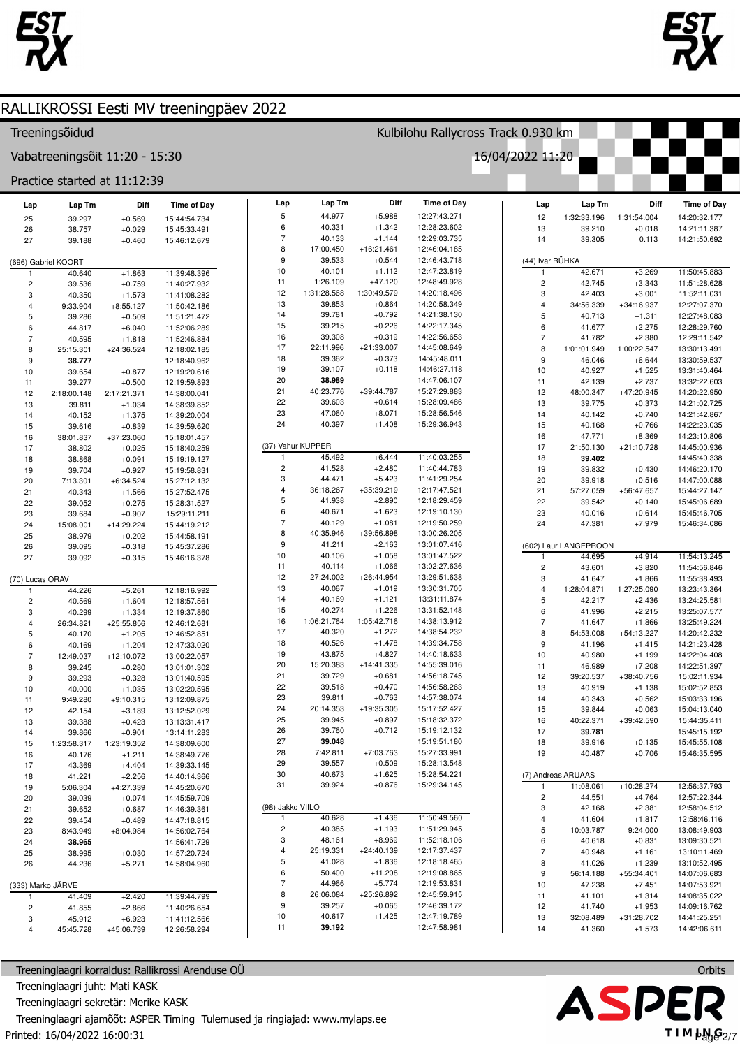# RALLIKROSSI Eesti MV treeningpäev 2022

Treeningsõidud

Kulbilohu Rallycross Track 0.930 km

Vabatreeningsõit 11:20 - 15:30

16/04/2022 11:20

Practice started at 11:12:39

| Lap | Lap Tm | Diff | Time of Day |
|---|---|---|---|
| 25 | 39.297 | +0.569 | 15:44:54.734 |
| 26 | 38.757 | +0.029 | 15:45:33.491 |
| 27 | 39.188 | +0.460 | 15:46:12.679 |

(696) Gabriel KOORT

| Lap | Lap Tm | Diff | Time of Day |
|---|---|---|---|
| 1 | 40.640 | +1.863 | 11:39:48.396 |
| 2 | 39.536 | +0.759 | 11:40:27.932 |
| 3 | 40.350 | +1.573 | 11:41:08.282 |
| 4 | 9:33.904 | +8:55.127 | 11:50:42.186 |
| 5 | 39.286 | +0.509 | 11:51:21.472 |
| 6 | 44.817 | +6.040 | 11:52:06.289 |
| 7 | 40.595 | +1.818 | 11:52:46.884 |
| 8 | 25:15.301 | +24:36.524 | 12:18:02.185 |
| 9 | **38.777** | | 12:18:40.962 |
| 10 | 39.654 | +0.877 | 12:19:20.616 |
| 11 | 39.277 | +0.500 | 12:19:59.893 |
| 12 | 2:18:00.148 | 2:17:21.371 | 14:38:00.041 |
| 13 | 39.811 | +1.034 | 14:38:39.852 |
| 14 | 40.152 | +1.375 | 14:39:20.004 |
| 15 | 39.616 | +0.839 | 14:39:59.620 |
| 16 | 38:01.837 | +37:23.060 | 15:18:01.457 |
| 17 | 38.802 | +0.025 | 15:18:40.259 |
| 18 | 38.868 | +0.091 | 15:19:19.127 |
| 19 | 39.704 | +0.927 | 15:19:58.831 |
| 20 | 7:13.301 | +6:34.524 | 15:27:12.132 |
| 21 | 40.343 | +1.566 | 15:27:52.475 |
| 22 | 39.052 | +0.275 | 15:28:31.527 |
| 23 | 39.684 | +0.907 | 15:29:11.211 |
| 24 | 15:08.001 | +14:29.224 | 15:44:19.212 |
| 25 | 38.979 | +0.202 | 15:44:58.191 |
| 26 | 39.095 | +0.318 | 15:45:37.286 |
| 27 | 39.092 | +0.315 | 15:46:16.378 |

(70) Lucas ORAV

| Lap | Lap Tm | Diff | Time of Day |
|---|---|---|---|
| 1 | 44.226 | +5.261 | 12:18:16.992 |
| 2 | 40.569 | +1.604 | 12:18:57.561 |
| 3 | 40.299 | +1.334 | 12:19:37.860 |
| 4 | 26:34.821 | +25:55.856 | 12:46:12.681 |
| 5 | 40.170 | +1.205 | 12:46:52.851 |
| 6 | 40.169 | +1.204 | 12:47:33.020 |
| 7 | 12:49.037 | +12:10.072 | 13:00:22.057 |
| 8 | 39.245 | +0.280 | 13:01:01.302 |
| 9 | 39.293 | +0.328 | 13:01:40.595 |
| 10 | 40.000 | +1.035 | 13:02:20.595 |
| 11 | 9:49.280 | +9:10.315 | 13:12:09.875 |
| 12 | 42.154 | +3.189 | 13:12:52.029 |
| 13 | 39.388 | +0.423 | 13:13:31.417 |
| 14 | 39.866 | +0.901 | 13:14:11.283 |
| 15 | 1:23:58.317 | 1:23:19.352 | 14:38:09.600 |
| 16 | 40.176 | +1.211 | 14:38:49.776 |
| 17 | 43.369 | +4.404 | 14:39:33.145 |
| 18 | 41.221 | +2.256 | 14:40:14.366 |
| 19 | 5:06.304 | +4:27.339 | 14:45:20.670 |
| 20 | 39.039 | +0.074 | 14:45:59.709 |
| 21 | 39.652 | +0.687 | 14:46:39.361 |
| 22 | 39.454 | +0.489 | 14:47:18.815 |
| 23 | 8:43.949 | +8:04.984 | 14:56:02.764 |
| 24 | **38.965** | | 14:56:41.729 |
| 25 | 38.995 | +0.030 | 14:57:20.724 |
| 26 | 44.236 | +5.271 | 14:58:04.960 |

(333) Marko JÄRVE

| Lap | Lap Tm | Diff | Time of Day |
|---|---|---|---|
| 1 | 41.409 | +2.420 | 11:39:44.799 |
| 2 | 41.855 | +2.866 | 11:40:26.654 |
| 3 | 45.912 | +6.923 | 11:41:12.566 |
| 4 | 45:45.728 | +45:06.739 | 12:26:58.294 |
| 5 | 44.977 | +5.988 | 12:27:43.271 |
| 6 | 40.331 | +1.342 | 12:28:23.602 |
| 7 | 40.133 | +1.144 | 12:29:03.735 |
| 8 | 17:00.450 | +16:21.461 | 12:46:04.185 |
| 9 | 39.533 | +0.544 | 12:46:43.718 |
| 10 | 40.101 | +1.112 | 12:47:23.819 |
| 11 | 1:26.109 | +47.120 | 12:48:49.928 |
| 12 | 1:31:28.568 | 1:30:49.579 | 14:20:18.496 |
| 13 | 39.853 | +0.864 | 14:20:58.349 |
| 14 | 39.781 | +0.792 | 14:21:38.130 |
| 15 | 39.215 | +0.226 | 14:22:17.345 |
| 16 | 39.308 | +0.319 | 14:22:56.653 |
| 17 | 22:11.996 | +21:33.007 | 14:45:08.649 |
| 18 | 39.362 | +0.373 | 14:45:48.011 |
| 19 | 39.107 | +0.118 | 14:46:27.118 |
| 20 | **38.989** | | 14:47:06.107 |
| 21 | 40:23.776 | +39:44.787 | 15:27:29.883 |
| 22 | 39.603 | +0.614 | 15:28:09.486 |
| 23 | 47.060 | +8.071 | 15:28:56.546 |
| 24 | 40.397 | +1.408 | 15:29:36.943 |

(37) Vahur KUPPER

| Lap | Lap Tm | Diff | Time of Day |
|---|---|---|---|
| 1 | 45.492 | +6.444 | 11:40:03.255 |
| 2 | 41.528 | +2.480 | 11:40:44.783 |
| 3 | 44.471 | +5.423 | 11:41:29.254 |
| 4 | 36:18.267 | +35:39.219 | 12:17:47.521 |
| 5 | 41.938 | +2.890 | 12:18:29.459 |
| 6 | 40.671 | +1.623 | 12:19:10.130 |
| 7 | 40.129 | +1.081 | 12:19:50.259 |
| 8 | 40:35.946 | +39:56.898 | 13:00:26.205 |
| 9 | 41.211 | +2.163 | 13:01:07.416 |
| 10 | 40.106 | +1.058 | 13:01:47.522 |
| 11 | 40.114 | +1.066 | 13:02:27.636 |
| 12 | 27:24.002 | +26:44.954 | 13:29:51.638 |
| 13 | 40.067 | +1.019 | 13:30:31.705 |
| 14 | 40.169 | +1.121 | 13:31:11.874 |
| 15 | 40.274 | +1.226 | 13:31:52.148 |
| 16 | 1:06:21.764 | 1:05:42.716 | 14:38:13.912 |
| 17 | 40.320 | +1.272 | 14:38:54.232 |
| 18 | 40.526 | +1.478 | 14:39:34.758 |
| 19 | 43.875 | +4.827 | 14:40:18.633 |
| 20 | 15:20.383 | +14:41.335 | 14:55:39.016 |
| 21 | 39.729 | +0.681 | 14:56:18.745 |
| 22 | 39.518 | +0.470 | 14:56:58.263 |
| 23 | 39.811 | +0.763 | 14:57:38.074 |
| 24 | 20:14.353 | +19:35.305 | 15:17:52.427 |
| 25 | 39.945 | +0.897 | 15:18:32.372 |
| 26 | 39.760 | +0.712 | 15:19:12.132 |
| 27 | **39.048** | | 15:19:51.180 |
| 28 | 7:42.811 | +7:03.763 | 15:27:33.991 |
| 29 | 39.557 | +0.509 | 15:28:13.548 |
| 30 | 40.673 | +1.625 | 15:28:54.221 |
| 31 | 39.924 | +0.876 | 15:29:34.145 |

(98) Jakko VIILO

| Lap | Lap Tm | Diff | Time of Day |
|---|---|---|---|
| 1 | 40.628 | +1.436 | 11:50:49.560 |
| 2 | 40.385 | +1.193 | 11:51:29.945 |
| 3 | 48.161 | +8.969 | 11:52:18.106 |
| 4 | 25:19.331 | +24:40.139 | 12:17:37.437 |
| 5 | 41.028 | +1.836 | 12:18:18.465 |
| 6 | 50.400 | +11.208 | 12:19:08.865 |
| 7 | 44.966 | +5.774 | 12:19:53.831 |
| 8 | 26:06.084 | +25:26.892 | 12:45:59.915 |
| 9 | 39.257 | +0.065 | 12:46:39.172 |
| 10 | 40.617 | +1.425 | 12:47:19.789 |
| 11 | **39.192** | | 12:47:58.981 |
| 12 | 1:32:33.196 | 1:31:54.004 | 14:20:32.177 |
| 13 | 39.210 | +0.018 | 14:21:11.387 |
| 14 | 39.305 | +0.113 | 14:21:50.692 |

(44) Ivar RÜHKA

| Lap | Lap Tm | Diff | Time of Day |
|---|---|---|---|
| 1 | 42.671 | +3.269 | 11:50:45.883 |
| 2 | 42.745 | +3.343 | 11:51:28.628 |
| 3 | 42.403 | +3.001 | 11:52:11.031 |
| 4 | 34:56.339 | +34:16.937 | 12:27:07.370 |
| 5 | 40.713 | +1.311 | 12:27:48.083 |
| 6 | 41.677 | +2.275 | 12:28:29.760 |
| 7 | 41.782 | +2.380 | 12:29:11.542 |
| 8 | 1:01:01.949 | 1:00:22.547 | 13:30:13.491 |
| 9 | 46.046 | +6.644 | 13:30:59.537 |
| 10 | 40.927 | +1.525 | 13:31:40.464 |
| 11 | 42.139 | +2.737 | 13:32:22.603 |
| 12 | 48:00.347 | +47:20.945 | 14:20:22.950 |
| 13 | 39.775 | +0.373 | 14:21:02.725 |
| 14 | 40.142 | +0.740 | 14:21:42.867 |
| 15 | 40.168 | +0.766 | 14:22:23.035 |
| 16 | 47.771 | +8.369 | 14:23:10.806 |
| 17 | 21:50.130 | +21:10.728 | 14:45:00.936 |
| 18 | **39.402** | | 14:45:40.338 |
| 19 | 39.832 | +0.430 | 14:46:20.170 |
| 20 | 39.918 | +0.516 | 14:47:00.088 |
| 21 | 57:27.059 | +56:47.657 | 15:44:27.147 |
| 22 | 39.542 | +0.140 | 15:45:06.689 |
| 23 | 40.016 | +0.614 | 15:45:46.705 |
| 24 | 47.381 | +7.979 | 15:46:34.086 |

(602) Laur LANGEPROON

| Lap | Lap Tm | Diff | Time of Day |
|---|---|---|---|
| 1 | 44.695 | +4.914 | 11:54:13.245 |
| 2 | 43.601 | +3.820 | 11:54:56.846 |
| 3 | 41.647 | +1.866 | 11:55:38.493 |
| 4 | 1:28:04.871 | 1:27:25.090 | 13:23:43.364 |
| 5 | 42.217 | +2.436 | 13:24:25.581 |
| 6 | 41.996 | +2.215 | 13:25:07.577 |
| 7 | 41.647 | +1.866 | 13:25:49.224 |
| 8 | 54:53.008 | +54:13.227 | 14:20:42.232 |
| 9 | 41.196 | +1.415 | 14:21:23.428 |
| 10 | 40.980 | +1.199 | 14:22:04.408 |
| 11 | 46.989 | +7.208 | 14:22:51.397 |
| 12 | 39:20.537 | +38:40.756 | 15:02:11.934 |
| 13 | 40.919 | +1.138 | 15:02:52.853 |
| 14 | 40.343 | +0.562 | 15:03:33.196 |
| 15 | 39.844 | +0.063 | 15:04:13.040 |
| 16 | 40:22.371 | +39:42.590 | 15:44:35.411 |
| 17 | **39.781** | | 15:45:15.192 |
| 18 | 39.916 | +0.135 | 15:45:55.108 |
| 19 | 40.487 | +0.706 | 15:46:35.595 |

(7) Andreas ARUAAS

| Lap | Lap Tm | Diff | Time of Day |
|---|---|---|---|
| 1 | 11:08.061 | +10:28.274 | 12:56:37.793 |
| 2 | 44.551 | +4.764 | 12:57:22.344 |
| 3 | 42.168 | +2.381 | 12:58:04.512 |
| 4 | 41.604 | +1.817 | 12:58:46.116 |
| 5 | 10:03.787 | +9:24.000 | 13:08:49.903 |
| 6 | 40.618 | +0.831 | 13:09:30.521 |
| 7 | 40.948 | +1.161 | 13:10:11.469 |
| 8 | 41.026 | +1.239 | 13:10:52.495 |
| 9 | 56:14.188 | +55:34.401 | 14:07:06.683 |
| 10 | 47.238 | +7.451 | 14:07:53.921 |
| 11 | 41.101 | +1.314 | 14:08:35.022 |
| 12 | 41.740 | +1.953 | 14:09:16.762 |
| 13 | 32:08.489 | +31:28.702 | 14:41:25.251 |
| 14 | 41.360 | +1.573 | 14:42:06.611 |

Treeninglaagri korraldus: Rallikrossi Arenduse OÜ

Treeninglaagri juht: Mati KASK

Treeninglaagri sekretär: Merike KASK

Treeninglaagri ajamõõt: ASPER Timing Tulemused ja ringiajad: www.mylaps.ee

Printed: 16/04/2022 16:00:31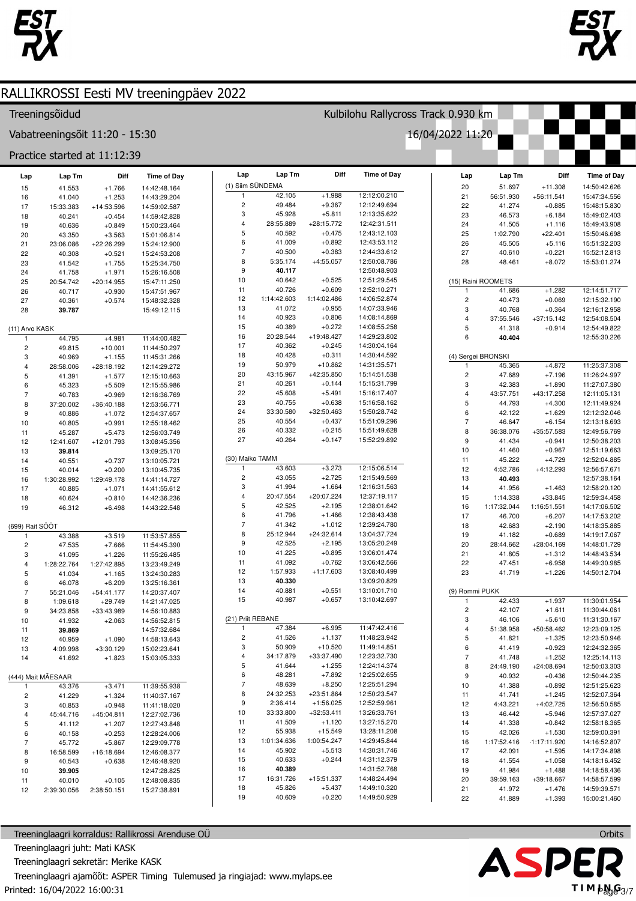# RALLIKROSSI Eesti MV treeningpäev 2022

Treeningsõidud

Kulbilohu Rallycross Track 0.930 km

Vabatreeningsõit 11:20 - 15:30

16/04/2022 11:20

Practice started at 11:12:39

| Lap | Lap Tm | Diff | Time of Day |
|---|---|---|---|
| 15 | 41.553 | +1.766 | 14:42:48.164 |
| 16 | 41.040 | +1.253 | 14:43:29.204 |
| 17 | 15:33.383 | +14:53.596 | 14:59:02.587 |
| 18 | 40.241 | +0.454 | 14:59:42.828 |
| 19 | 40.636 | +0.849 | 15:00:23.464 |
| 20 | 43.350 | +3.563 | 15:01:06.814 |
| 21 | 23:06.086 | +22:26.299 | 15:24:12.900 |
| 22 | 40.308 | +0.521 | 15:24:53.208 |
| 23 | 41.542 | +1.755 | 15:25:34.750 |
| 24 | 41.758 | +1.971 | 15:26:16.508 |
| 25 | 20:54.742 | +20:14.955 | 15:47:11.250 |
| 26 | 40.717 | +0.930 | 15:47:51.967 |
| 27 | 40.361 | +0.574 | 15:48:32.328 |
| 28 | **39.787** | | 15:49:12.115 |

(11) Arvo KASK

| Lap | Lap Tm | Diff | Time of Day |
|---|---|---|---|
| 1 | 44.795 | +4.981 | 11:44:00.482 |
| 2 | 49.815 | +10.001 | 11:44:50.297 |
| 3 | 40.969 | +1.155 | 11:45:31.266 |
| 4 | 28:58.006 | +28:18.192 | 12:14:29.272 |
| 5 | 41.391 | +1.577 | 12:15:10.663 |
| 6 | 45.323 | +5.509 | 12:15:55.986 |
| 7 | 40.783 | +0.969 | 12:16:36.769 |
| 8 | 37:20.002 | +36:40.188 | 12:53:56.771 |
| 9 | 40.886 | +1.072 | 12:54:37.657 |
| 10 | 40.805 | +0.991 | 12:55:18.462 |
| 11 | 45.287 | +5.473 | 12:56:03.749 |
| 12 | 12:41.607 | +12:01.793 | 13:08:45.356 |
| 13 | **39.814** | | 13:09:25.170 |
| 14 | 40.551 | +0.737 | 13:10:05.721 |
| 15 | 40.014 | +0.200 | 13:10:45.735 |
| 16 | 1:30:28.992 | 1:29:49.178 | 14:41:14.727 |
| 17 | 40.885 | +1.071 | 14:41:55.612 |
| 18 | 40.624 | +0.810 | 14:42:36.236 |
| 19 | 46.312 | +6.498 | 14:43:22.548 |

(699) Rait SÕÕT

| Lap | Lap Tm | Diff | Time of Day |
|---|---|---|---|
| 1 | 43.388 | +3.519 | 11:53:57.855 |
| 2 | 47.535 | +7.666 | 11:54:45.390 |
| 3 | 41.095 | +1.226 | 11:55:26.485 |
| 4 | 1:28:22.764 | 1:27:42.895 | 13:23:49.249 |
| 5 | 41.034 | +1.165 | 13:24:30.283 |
| 6 | 46.078 | +6.209 | 13:25:16.361 |
| 7 | 55:21.046 | +54:41.177 | 14:20:37.407 |
| 8 | 1:09.618 | +29.749 | 14:21:47.025 |
| 9 | 34:23.858 | +33:43.989 | 14:56:10.883 |
| 10 | 41.932 | +2.063 | 14:56:52.815 |
| 11 | **39.869** | | 14:57:32.684 |
| 12 | 40.959 | +1.090 | 14:58:13.643 |
| 13 | 4:09.998 | +3:30.129 | 15:02:23.641 |
| 14 | 41.692 | +1.823 | 15:03:05.333 |

(444) Mait MÄESAAR

| Lap | Lap Tm | Diff | Time of Day |
|---|---|---|---|
| 1 | 43.376 | +3.471 | 11:39:55.938 |
| 2 | 41.229 | +1.324 | 11:40:37.167 |
| 3 | 40.853 | +0.948 | 11:41:18.020 |
| 4 | 45:44.716 | +45:04.811 | 12:27:02.736 |
| 5 | 41.112 | +1.207 | 12:27:43.848 |
| 6 | 40.158 | +0.253 | 12:28:24.006 |
| 7 | 45.772 | +5.867 | 12:29:09.778 |
| 8 | 16:58.599 | +16:18.694 | 12:46:08.377 |
| 9 | 40.543 | +0.638 | 12:46:48.920 |
| 10 | **39.905** | | 12:47:28.825 |
| 11 | 40.010 | +0.105 | 12:48:08.835 |
| 12 | 2:39:30.056 | 2:38:50.151 | 15:27:38.891 |

(1) Siim SÜNDEMA

| Lap | Lap Tm | Diff | Time of Day |
|---|---|---|---|
| 1 | 42.105 | +1.988 | 12:12:00.210 |
| 2 | 49.484 | +9.367 | 12:12:49.694 |
| 3 | 45.928 | +5.811 | 12:13:35.622 |
| 4 | 28:55.889 | +28:15.772 | 12:42:31.511 |
| 5 | 40.592 | +0.475 | 12:43:12.103 |
| 6 | 41.009 | +0.892 | 12:43:53.112 |
| 7 | 40.500 | +0.383 | 12:44:33.612 |
| 8 | 5:35.174 | +4:55.057 | 12:50:08.786 |
| 9 | **40.117** | | 12:50:48.903 |
| 10 | 40.642 | +0.525 | 12:51:29.545 |
| 11 | 40.726 | +0.609 | 12:52:10.271 |
| 12 | 1:14:42.603 | 1:14:02.486 | 14:06:52.874 |
| 13 | 41.072 | +0.955 | 14:07:33.946 |
| 14 | 40.923 | +0.806 | 14:08:14.869 |
| 15 | 40.389 | +0.272 | 14:08:55.258 |
| 16 | 20:28.544 | +19:48.427 | 14:29:23.802 |
| 17 | 40.362 | +0.245 | 14:30:04.164 |
| 18 | 40.428 | +0.311 | 14:30:44.592 |
| 19 | 50.979 | +10.862 | 14:31:35.571 |
| 20 | 43:15.967 | +42:35.850 | 15:14:51.538 |
| 21 | 40.261 | +0.144 | 15:15:31.799 |
| 22 | 45.608 | +5.491 | 15:16:17.407 |
| 23 | 40.755 | +0.638 | 15:16:58.162 |
| 24 | 33:30.580 | +32:50.463 | 15:50:28.742 |
| 25 | 40.554 | +0.437 | 15:51:09.296 |
| 26 | 40.332 | +0.215 | 15:51:49.628 |
| 27 | 40.264 | +0.147 | 15:52:29.892 |

(30) Maiko TAMM

| Lap | Lap Tm | Diff | Time of Day |
|---|---|---|---|
| 1 | 43.603 | +3.273 | 12:15:06.514 |
| 2 | 43.055 | +2.725 | 12:15:49.569 |
| 3 | 41.994 | +1.664 | 12:16:31.563 |
| 4 | 20:47.554 | +20:07.224 | 12:37:19.117 |
| 5 | 42.525 | +2.195 | 12:38:01.642 |
| 6 | 41.796 | +1.466 | 12:38:43.438 |
| 7 | 41.342 | +1.012 | 12:39:24.780 |
| 8 | 25:12.944 | +24:32.614 | 13:04:37.724 |
| 9 | 42.525 | +2.195 | 13:05:20.249 |
| 10 | 41.225 | +0.895 | 13:06:01.474 |
| 11 | 41.092 | +0.762 | 13:06:42.566 |
| 12 | 1:57.933 | +1:17.603 | 13:08:40.499 |
| 13 | **40.330** | | 13:09:20.829 |
| 14 | 40.881 | +0.551 | 13:10:01.710 |
| 15 | 40.987 | +0.657 | 13:10:42.697 |

(21) Priit REBANE

| Lap | Lap Tm | Diff | Time of Day |
|---|---|---|---|
| 1 | 47.384 | +6.995 | 11:47:42.416 |
| 2 | 41.526 | +1.137 | 11:48:23.942 |
| 3 | 50.909 | +10.520 | 11:49:14.851 |
| 4 | 34:17.879 | +33:37.490 | 12:23:32.730 |
| 5 | 41.644 | +1.255 | 12:24:14.374 |
| 6 | 48.281 | +7.892 | 12:25:02.655 |
| 7 | 48.639 | +8.250 | 12:25:51.294 |
| 8 | 24:32.253 | +23:51.864 | 12:50:23.547 |
| 9 | 2:36.414 | +1:56.025 | 12:52:59.961 |
| 10 | 33:33.800 | +32:53.411 | 13:26:33.761 |
| 11 | 41.509 | +1.120 | 13:27:15.270 |
| 12 | 55.938 | +15.549 | 13:28:11.208 |
| 13 | 1:01:34.636 | 1:00:54.247 | 14:29:45.844 |
| 14 | 45.902 | +5.513 | 14:30:31.746 |
| 15 | 40.633 | +0.244 | 14:31:12.379 |
| 16 | **40.389** | | 14:31:52.768 |
| 17 | 16:31.726 | +15:51.337 | 14:48:24.494 |
| 18 | 45.826 | +5.437 | 14:49:10.320 |
| 19 | 40.609 | +0.220 | 14:49:50.929 |

| Lap | Lap Tm | Diff | Time of Day |
|---|---|---|---|
| 20 | 51.697 | +11.308 | 14:50:42.626 |
| 21 | 56:51.930 | +56:11.541 | 15:47:34.556 |
| 22 | 41.274 | +0.885 | 15:48:15.830 |
| 23 | 46.573 | +6.184 | 15:49:02.403 |
| 24 | 41.505 | +1.116 | 15:49:43.908 |
| 25 | 1:02.790 | +22.401 | 15:50:46.698 |
| 26 | 45.505 | +5.116 | 15:51:32.203 |
| 27 | 40.610 | +0.221 | 15:52:12.813 |
| 28 | 48.461 | +8.072 | 15:53:01.274 |

(15) Raini ROOMETS

| Lap | Lap Tm | Diff | Time of Day |
|---|---|---|---|
| 1 | 41.686 | +1.282 | 12:14:51.717 |
| 2 | 40.473 | +0.069 | 12:15:32.190 |
| 3 | 40.768 | +0.364 | 12:16:12.958 |
| 4 | 37:55.546 | +37:15.142 | 12:54:08.504 |
| 5 | 41.318 | +0.914 | 12:54:49.822 |
| 6 | **40.404** | | 12:55:30.226 |

(4) Sergei BRONSKI

| Lap | Lap Tm | Diff | Time of Day |
|---|---|---|---|
| 1 | 45.365 | +4.872 | 11:25:37.308 |
| 2 | 47.689 | +7.196 | 11:26:24.997 |
| 3 | 42.383 | +1.890 | 11:27:07.380 |
| 4 | 43:57.751 | +43:17.258 | 12:11:05.131 |
| 5 | 44.793 | +4.300 | 12:11:49.924 |
| 6 | 42.122 | +1.629 | 12:12:32.046 |
| 7 | 46.647 | +6.154 | 12:13:18.693 |
| 8 | 36:38.076 | +35:57.583 | 12:49:56.769 |
| 9 | 41.434 | +0.941 | 12:50:38.203 |
| 10 | 41.460 | +0.967 | 12:51:19.663 |
| 11 | 45.222 | +4.729 | 12:52:04.885 |
| 12 | 4:52.786 | +4:12.293 | 12:56:57.671 |
| 13 | **40.493** | | 12:57:38.164 |
| 14 | 41.956 | +1.463 | 12:58:20.120 |
| 15 | 1:14.338 | +33.845 | 12:59:34.458 |
| 16 | 1:17:32.044 | 1:16:51.551 | 14:17:06.502 |
| 17 | 46.700 | +6.207 | 14:17:53.202 |
| 18 | 42.683 | +2.190 | 14:18:35.885 |
| 19 | 41.182 | +0.689 | 14:19:17.067 |
| 20 | 28:44.662 | +28:04.169 | 14:48:01.729 |
| 21 | 41.805 | +1.312 | 14:48:43.534 |
| 22 | 47.451 | +6.958 | 14:49:30.985 |
| 23 | 41.719 | +1.226 | 14:50:12.704 |

(9) Rommi PUKK

| Lap | Lap Tm | Diff | Time of Day |
|---|---|---|---|
| 1 | 42.433 | +1.937 | 11:30:01.954 |
| 2 | 42.107 | +1.611 | 11:30:44.061 |
| 3 | 46.106 | +5.610 | 11:31:30.167 |
| 4 | 51:38.958 | +50:58.462 | 12:23:09.125 |
| 5 | 41.821 | +1.325 | 12:23:50.946 |
| 6 | 41.419 | +0.923 | 12:24:32.365 |
| 7 | 41.748 | +1.252 | 12:25:14.113 |
| 8 | 24:49.190 | +24:08.694 | 12:50:03.303 |
| 9 | 40.932 | +0.436 | 12:50:44.235 |
| 10 | 41.388 | +0.892 | 12:51:25.623 |
| 11 | 41.741 | +1.245 | 12:52:07.364 |
| 12 | 4:43.221 | +4:02.725 | 12:56:50.585 |
| 13 | 46.442 | +5.946 | 12:57:37.027 |
| 14 | 41.338 | +0.842 | 12:58:18.365 |
| 15 | 42.026 | +1.530 | 12:59:00.391 |
| 16 | 1:17:52.416 | 1:17:11.920 | 14:16:52.807 |
| 17 | 42.091 | +1.595 | 14:17:34.898 |
| 18 | 41.554 | +1.058 | 14:18:16.452 |
| 19 | 41.984 | +1.488 | 14:18:58.436 |
| 20 | 39:59.163 | +39:18.667 | 14:58:57.599 |
| 21 | 41.972 | +1.476 | 14:59:39.571 |
| 22 | 41.889 | +1.393 | 15:00:21.460 |

Treeninglaagri korraldus: Rallikrossi Arenduse OÜ

Treeninglaagri juht: Mati KASK

Treeninglaagri sekretär: Merike KASK

Treeninglaagri ajamõõt: ASPER Timing Tulemused ja ringiajad: www.mylaps.ee

Printed: 16/04/2022 16:00:31

Orbits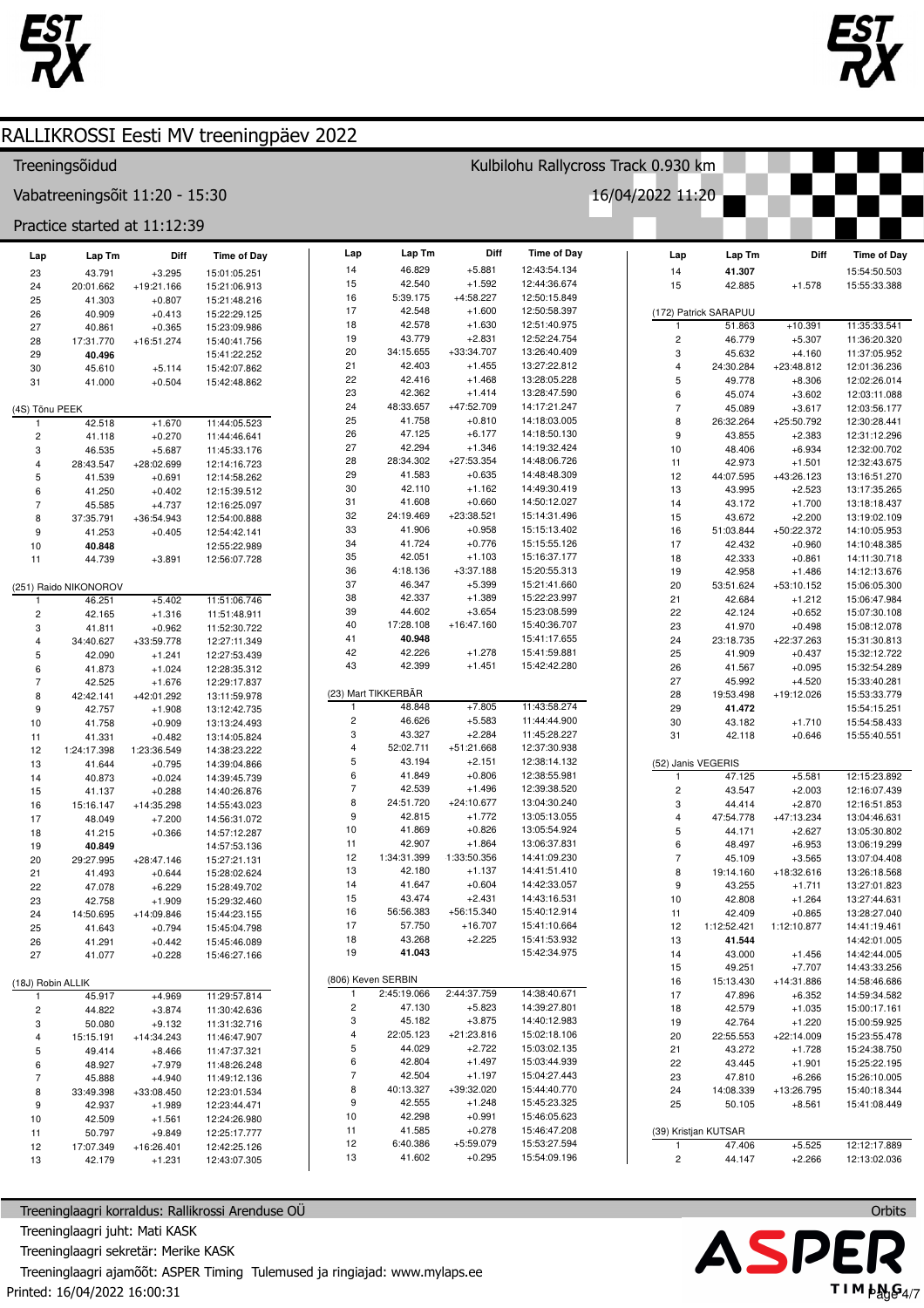# RALLIKROSSI Eesti MV treeningpäev 2022

Treeningsõidud — Kulbilohu Rallycross Track 0.930 km

Vabatreeningsõit 11:20 - 15:30 — 16/04/2022 11:20

Practice started at 11:12:39

| Lap | Lap Tm | Diff | Time of Day |
|---|---|---|---|
| 23 | 43.791 | +3.295 | 15:01:05.251 |
| 24 | 20:01.662 | +19:21.166 | 15:21:06.913 |
| 25 | 41.303 | +0.807 | 15:21:48.216 |
| 26 | 40.909 | +0.413 | 15:22:29.125 |
| 27 | 40.861 | +0.365 | 15:23:09.986 |
| 28 | 17:31.770 | +16:51.274 | 15:40:41.756 |
| 29 | **40.496** | | 15:41:22.252 |
| 30 | 45.610 | +5.114 | 15:42:07.862 |
| 31 | 41.000 | +0.504 | 15:42:48.862 |

### (4S) Tõnu PEEK

| Lap | Lap Tm | Diff | Time of Day |
|---|---|---|---|
| 1 | 42.518 | +1.670 | 11:44:05.523 |
| 2 | 41.118 | +0.270 | 11:44:46.641 |
| 3 | 46.535 | +5.687 | 11:45:33.176 |
| 4 | 28:43.547 | +28:02.699 | 12:14:16.723 |
| 5 | 41.539 | +0.691 | 12:14:58.262 |
| 6 | 41.250 | +0.402 | 12:15:39.512 |
| 7 | 45.585 | +4.737 | 12:16:25.097 |
| 8 | 37:35.791 | +36:54.943 | 12:54:00.888 |
| 9 | 41.253 | +0.405 | 12:54:42.141 |
| 10 | **40.848** | | 12:55:22.989 |
| 11 | 44.739 | +3.891 | 12:56:07.728 |

### (251) Raido NIKONOROV

| Lap | Lap Tm | Diff | Time of Day |
|---|---|---|---|
| 1 | 46.251 | +5.402 | 11:51:06.746 |
| 2 | 42.165 | +1.316 | 11:51:48.911 |
| 3 | 41.811 | +0.962 | 11:52:30.722 |
| 4 | 34:40.627 | +33:59.778 | 12:27:11.349 |
| 5 | 42.090 | +1.241 | 12:27:53.439 |
| 6 | 41.873 | +1.024 | 12:28:35.312 |
| 7 | 42.525 | +1.676 | 12:29:17.837 |
| 8 | 42:42.141 | +42:01.292 | 13:11:59.978 |
| 9 | 42.757 | +1.908 | 13:12:42.735 |
| 10 | 41.758 | +0.909 | 13:13:24.493 |
| 11 | 41.331 | +0.482 | 13:14:05.824 |
| 12 | 1:24:17.398 | 1:23:36.549 | 14:38:23.222 |
| 13 | 41.644 | +0.795 | 14:39:04.866 |
| 14 | 40.873 | +0.024 | 14:39:45.739 |
| 15 | 41.137 | +0.288 | 14:40:26.876 |
| 16 | 15:16.147 | +14:35.298 | 14:55:43.023 |
| 17 | 48.049 | +7.200 | 14:56:31.072 |
| 18 | 41.215 | +0.366 | 14:57:12.287 |
| 19 | **40.849** | | 14:57:53.136 |
| 20 | 29:27.995 | +28:47.146 | 15:27:21.131 |
| 21 | 41.493 | +0.644 | 15:28:02.624 |
| 22 | 47.078 | +6.229 | 15:28:49.702 |
| 23 | 42.758 | +1.909 | 15:29:32.460 |
| 24 | 14:50.695 | +14:09.846 | 15:44:23.155 |
| 25 | 41.643 | +0.794 | 15:45:04.798 |
| 26 | 41.291 | +0.442 | 15:45:46.089 |
| 27 | 41.077 | +0.228 | 15:46:27.166 |

### (18J) Robin ALLIK

| Lap | Lap Tm | Diff | Time of Day |
|---|---|---|---|
| 1 | 45.917 | +4.969 | 11:29:57.814 |
| 2 | 44.822 | +3.874 | 11:30:42.636 |
| 3 | 50.080 | +9.132 | 11:31:32.716 |
| 4 | 15:15.191 | +14:34.243 | 11:46:47.907 |
| 5 | 49.414 | +8.466 | 11:47:37.321 |
| 6 | 48.927 | +7.979 | 11:48:26.248 |
| 7 | 45.888 | +4.940 | 11:49:12.136 |
| 8 | 33:49.398 | +33:08.450 | 12:23:01.534 |
| 9 | 42.937 | +1.989 | 12:23:44.471 |
| 10 | 42.509 | +1.561 | 12:24:26.980 |
| 11 | 50.797 | +9.849 | 12:25:17.777 |
| 12 | 17:07.349 | +16:26.401 | 12:42:25.126 |
| 13 | 42.179 | +1.231 | 12:43:07.305 |
| 14 | 46.829 | +5.881 | 12:43:54.134 |
| 15 | 42.540 | +1.592 | 12:44:36.674 |
| 16 | 5:39.175 | +4:58.227 | 12:50:15.849 |
| 17 | 42.548 | +1.600 | 12:50:58.397 |
| 18 | 42.578 | +1.630 | 12:51:40.975 |
| 19 | 43.779 | +2.831 | 12:52:24.754 |
| 20 | 34:15.655 | +33:34.707 | 13:26:40.409 |
| 21 | 42.403 | +1.455 | 13:27:22.812 |
| 22 | 42.416 | +1.468 | 13:28:05.228 |
| 23 | 42.362 | +1.414 | 13:28:47.590 |
| 24 | 48:33.657 | +47:52.709 | 14:17:21.247 |
| 25 | 41.758 | +0.810 | 14:18:03.005 |
| 26 | 47.125 | +6.177 | 14:18:50.130 |
| 27 | 42.294 | +1.346 | 14:19:32.424 |
| 28 | 28:34.302 | +27:53.354 | 14:48:06.726 |
| 29 | 41.583 | +0.635 | 14:48:48.309 |
| 30 | 42.110 | +1.162 | 14:49:30.419 |
| 31 | 41.608 | +0.660 | 14:50:12.027 |
| 32 | 24:19.469 | +23:38.521 | 15:14:31.496 |
| 33 | 41.906 | +0.958 | 15:15:13.402 |
| 34 | 41.724 | +0.776 | 15:15:55.126 |
| 35 | 42.051 | +1.103 | 15:16:37.177 |
| 36 | 4:18.136 | +3:37.188 | 15:20:55.313 |
| 37 | 46.347 | +5.399 | 15:21:41.660 |
| 38 | 42.337 | +1.389 | 15:22:23.997 |
| 39 | 44.602 | +3.654 | 15:23:08.599 |
| 40 | 17:28.108 | +16:47.160 | 15:40:36.707 |
| 41 | **40.948** | | 15:41:17.655 |
| 42 | 42.226 | +1.278 | 15:41:59.881 |
| 43 | 42.399 | +1.451 | 15:42:42.280 |

### (23) Mart TIKKERBÄR

| Lap | Lap Tm | Diff | Time of Day |
|---|---|---|---|
| 1 | 48.848 | +7.805 | 11:43:58.274 |
| 2 | 46.626 | +5.583 | 11:44:44.900 |
| 3 | 43.327 | +2.284 | 11:45:28.227 |
| 4 | 52:02.711 | +51:21.668 | 12:37:30.938 |
| 5 | 43.194 | +2.151 | 12:38:14.132 |
| 6 | 41.849 | +0.806 | 12:38:55.981 |
| 7 | 42.539 | +1.496 | 12:39:38.520 |
| 8 | 24:51.720 | +24:10.677 | 13:04:30.240 |
| 9 | 42.815 | +1.772 | 13:05:13.055 |
| 10 | 41.869 | +0.826 | 13:05:54.924 |
| 11 | 42.907 | +1.864 | 13:06:37.831 |
| 12 | 1:34:31.399 | 1:33:50.356 | 14:41:09.230 |
| 13 | 42.180 | +1.137 | 14:41:51.410 |
| 14 | 41.647 | +0.604 | 14:42:33.057 |
| 15 | 43.474 | +2.431 | 14:43:16.531 |
| 16 | 56:56.383 | +56:15.340 | 15:40:12.914 |
| 17 | 57.750 | +16.707 | 15:41:10.664 |
| 18 | 43.268 | +2.225 | 15:41:53.932 |
| 19 | **41.043** | | 15:42:34.975 |

### (806) Keven SERBIN

| Lap | Lap Tm | Diff | Time of Day |
|---|---|---|---|
| 1 | 2:45:19.066 | 2:44:37.759 | 14:38:40.671 |
| 2 | 47.130 | +5.823 | 14:39:27.801 |
| 3 | 45.182 | +3.875 | 14:40:12.983 |
| 4 | 22:05.123 | +21:23.816 | 15:02:18.106 |
| 5 | 44.029 | +2.722 | 15:03:02.135 |
| 6 | 42.804 | +1.497 | 15:03:44.939 |
| 7 | 42.504 | +1.197 | 15:04:27.443 |
| 8 | 40:13.327 | +39:32.020 | 15:44:40.770 |
| 9 | 42.555 | +1.248 | 15:45:23.325 |
| 10 | 42.298 | +0.991 | 15:46:05.623 |
| 11 | 41.585 | +0.278 | 15:46:47.208 |
| 12 | 6:40.386 | +5:59.079 | 15:53:27.594 |
| 13 | 41.602 | +0.295 | 15:54:09.196 |
| 14 | **41.307** | | 15:54:50.503 |
| 15 | 42.885 | +1.578 | 15:55:33.388 |

### (172) Patrick SARAPUU

| Lap | Lap Tm | Diff | Time of Day |
|---|---|---|---|
| 1 | 51.863 | +10.391 | 11:35:33.541 |
| 2 | 46.779 | +5.307 | 11:36:20.320 |
| 3 | 45.632 | +4.160 | 11:37:05.952 |
| 4 | 24:30.284 | +23:48.812 | 12:01:36.236 |
| 5 | 49.778 | +8.306 | 12:02:26.014 |
| 6 | 45.074 | +3.602 | 12:03:11.088 |
| 7 | 45.089 | +3.617 | 12:03:56.177 |
| 8 | 26:32.264 | +25:50.792 | 12:30:28.441 |
| 9 | 43.855 | +2.383 | 12:31:12.296 |
| 10 | 48.406 | +6.934 | 12:32:00.702 |
| 11 | 42.973 | +1.501 | 12:32:43.675 |
| 12 | 44:07.595 | +43:26.123 | 13:16:51.270 |
| 13 | 43.995 | +2.523 | 13:17:35.265 |
| 14 | 43.172 | +1.700 | 13:18:18.437 |
| 15 | 43.672 | +2.200 | 13:19:02.109 |
| 16 | 51:03.844 | +50:22.372 | 14:10:05.953 |
| 17 | 42.432 | +0.960 | 14:10:48.385 |
| 18 | 42.333 | +0.861 | 14:11:30.718 |
| 19 | 42.958 | +1.486 | 14:12:13.676 |
| 20 | 53:51.624 | +53:10.152 | 15:06:05.300 |
| 21 | 42.684 | +1.212 | 15:06:47.984 |
| 22 | 42.124 | +0.652 | 15:07:30.108 |
| 23 | 41.970 | +0.498 | 15:08:12.078 |
| 24 | 23:18.735 | +22:37.263 | 15:31:30.813 |
| 25 | 41.909 | +0.437 | 15:32:12.722 |
| 26 | 41.567 | +0.095 | 15:32:54.289 |
| 27 | 45.992 | +4.520 | 15:33:40.281 |
| 28 | 19:53.498 | +19:12.026 | 15:53:33.779 |
| 29 | **41.472** | | 15:54:15.251 |
| 30 | 43.182 | +1.710 | 15:54:58.433 |
| 31 | 42.118 | +0.646 | 15:55:40.551 |

### (52) Janis VEGERIS

| Lap | Lap Tm | Diff | Time of Day |
|---|---|---|---|
| 1 | 47.125 | +5.581 | 12:15:23.892 |
| 2 | 43.547 | +2.003 | 12:16:07.439 |
| 3 | 44.414 | +2.870 | 12:16:51.853 |
| 4 | 47:54.778 | +47:13.234 | 13:04:46.631 |
| 5 | 44.171 | +2.627 | 13:05:30.802 |
| 6 | 48.497 | +6.953 | 13:06:19.299 |
| 7 | 45.109 | +3.565 | 13:07:04.408 |
| 8 | 19:14.160 | +18:32.616 | 13:26:18.568 |
| 9 | 43.255 | +1.711 | 13:27:01.823 |
| 10 | 42.808 | +1.264 | 13:27:44.631 |
| 11 | 42.409 | +0.865 | 13:28:27.040 |
| 12 | 1:12:52.421 | 1:12:10.877 | 14:41:19.461 |
| 13 | **41.544** | | 14:42:01.005 |
| 14 | 43.000 | +1.456 | 14:42:44.005 |
| 15 | 49.251 | +7.707 | 14:43:33.256 |
| 16 | 15:13.430 | +14:31.886 | 14:58:46.686 |
| 17 | 47.896 | +6.352 | 14:59:34.582 |
| 18 | 42.579 | +1.035 | 15:00:17.161 |
| 19 | 42.764 | +1.220 | 15:00:59.925 |
| 20 | 22:55.553 | +22:14.009 | 15:23:55.478 |
| 21 | 43.272 | +1.728 | 15:24:38.750 |
| 22 | 43.445 | +1.901 | 15:25:22.195 |
| 23 | 47.810 | +6.266 | 15:26:10.005 |
| 24 | 14:08.339 | +13:26.795 | 15:40:18.344 |
| 25 | 50.105 | +8.561 | 15:41:08.449 |

### (39) Kristjan KUTSAR

| Lap | Lap Tm | Diff | Time of Day |
|---|---|---|---|
| 1 | 47.406 | +5.525 | 12:12:17.889 |
| 2 | 44.147 | +2.266 | 12:13:02.036 |

Treeninglaagri korraldus: Rallikrossi Arenduse OÜ

Treeninglaagri juht: Mati KASK

Treeninglaagri sekretär: Merike KASK

Treeninglaagri ajamõõt: ASPER Timing Tulemused ja ringiajad: www.mylaps.ee

Printed: 16/04/2022 16:00:31

Orbits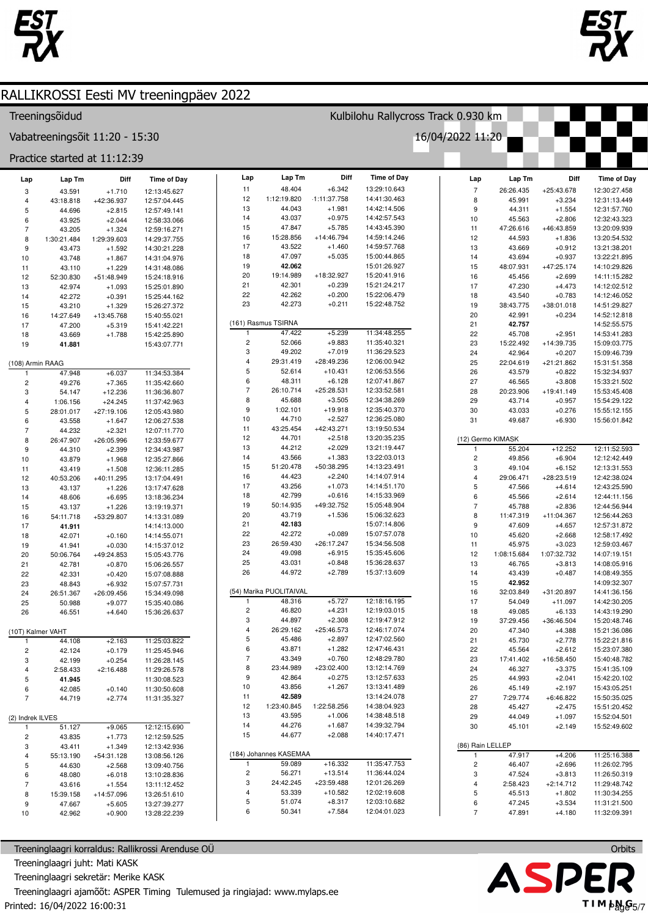# RALLIKROSSI Eesti MV treeningpäev 2022

Treeningsõidud — Kulbilohu Rallycross Track 0.930 km

Vabatreeningsõit 11:20 - 15:30 — 16/04/2022 11:20

Practice started at 11:12:39

| Lap | Lap Tm | Diff | Time of Day |
|---|---|---|---|
| 3 | 43.591 | +1.710 | 12:13:45.627 |
| 4 | 43:18.818 | +42:36.937 | 12:57:04.445 |
| 5 | 44.696 | +2.815 | 12:57:49.141 |
| 6 | 43.925 | +2.044 | 12:58:33.066 |
| 7 | 43.205 | +1.324 | 12:59:16.271 |
| 8 | 1:30:21.484 | 1:29:39.603 | 14:29:37.755 |
| 9 | 43.473 | +1.592 | 14:30:21.228 |
| 10 | 43.748 | +1.867 | 14:31:04.976 |
| 11 | 43.110 | +1.229 | 14:31:48.086 |
| 12 | 52:30.830 | +51:48.949 | 15:24:18.916 |
| 13 | 42.974 | +1.093 | 15:25:01.890 |
| 14 | 42.272 | +0.391 | 15:25:44.162 |
| 15 | 43.210 | +1.329 | 15:26:27.372 |
| 16 | 14:27.649 | +13:45.768 | 15:40:55.021 |
| 17 | 47.200 | +5.319 | 15:41:42.221 |
| 18 | 43.669 | +1.788 | 15:42:25.890 |
| 19 | **41.881** | | 15:43:07.771 |

## (108) Armin RAAG

| Lap | Lap Tm | Diff | Time of Day |
|---|---|---|---|
| 1 | 47.948 | +6.037 | 11:34:53.384 |
| 2 | 49.276 | +7.365 | 11:35:42.660 |
| 3 | 54.147 | +12.236 | 11:36:36.807 |
| 4 | 1:06.156 | +24.245 | 11:37:42.963 |
| 5 | 28:01.017 | +27:19.106 | 12:05:43.980 |
| 6 | 43.558 | +1.647 | 12:06:27.538 |
| 7 | 44.232 | +2.321 | 12:07:11.770 |
| 8 | 26:47.907 | +26:05.996 | 12:33:59.677 |
| 9 | 44.310 | +2.399 | 12:34:43.987 |
| 10 | 43.879 | +1.968 | 12:35:27.866 |
| 11 | 43.419 | +1.508 | 12:36:11.285 |
| 12 | 40:53.206 | +40:11.295 | 13:17:04.491 |
| 13 | 43.137 | +1.226 | 13:17:47.628 |
| 14 | 48.606 | +6.695 | 13:18:36.234 |
| 15 | 43.137 | +1.226 | 13:19:19.371 |
| 16 | 54:11.718 | +53:29.807 | 14:13:31.089 |
| 17 | **41.911** | | 14:14:13.000 |
| 18 | 42.071 | +0.160 | 14:14:55.071 |
| 19 | 41.941 | +0.030 | 14:15:37.012 |
| 20 | 50:06.764 | +49:24.853 | 15:05:43.776 |
| 21 | 42.781 | +0.870 | 15:06:26.557 |
| 22 | 42.331 | +0.420 | 15:07:08.888 |
| 23 | 48.843 | +6.932 | 15:07:57.731 |
| 24 | 26:51.367 | +26:09.456 | 15:34:49.098 |
| 25 | 50.988 | +9.077 | 15:35:40.086 |
| 26 | 46.551 | +4.640 | 15:36:26.637 |

## (10T) Kalmer VAHT

| Lap | Lap Tm | Diff | Time of Day |
|---|---|---|---|
| 1 | 44.108 | +2.163 | 11:25:03.822 |
| 2 | 42.124 | +0.179 | 11:25:45.946 |
| 3 | 42.199 | +0.254 | 11:26:28.145 |
| 4 | 2:58.433 | +2:16.488 | 11:29:26.578 |
| 5 | **41.945** | | 11:30:08.523 |
| 6 | 42.085 | +0.140 | 11:30:50.608 |
| 7 | 44.719 | +2.774 | 11:31:35.327 |

## (2) Indrek ILVES

| Lap | Lap Tm | Diff | Time of Day |
|---|---|---|---|
| 1 | 51.127 | +9.065 | 12:12:15.690 |
| 2 | 43.835 | +1.773 | 12:12:59.525 |
| 3 | 43.411 | +1.349 | 12:13:42.936 |
| 4 | 55:13.190 | +54:31.128 | 13:08:56.126 |
| 5 | 44.630 | +2.568 | 13:09:40.756 |
| 6 | 48.080 | +6.018 | 13:10:28.836 |
| 7 | 43.616 | +1.554 | 13:11:12.452 |
| 8 | 15:39.158 | +14:57.096 | 13:26:51.610 |
| 9 | 47.667 | +5.605 | 13:27:39.277 |
| 10 | 42.962 | +0.900 | 13:28:22.239 |
| 11 | 48.404 | +6.342 | 13:29:10.643 |
| 12 | 1:12:19.820 | 1:11:37.758 | 14:41:30.463 |
| 13 | 44.043 | +1.981 | 14:42:14.506 |
| 14 | 43.037 | +0.975 | 14:42:57.543 |
| 15 | 47.847 | +5.785 | 14:43:45.390 |
| 16 | 15:28.856 | +14:46.794 | 14:59:14.246 |
| 17 | 43.522 | +1.460 | 14:59:57.768 |
| 18 | 47.097 | +5.035 | 15:00:44.865 |
| 19 | **42.062** | | 15:01:26.927 |
| 20 | 19:14.989 | +18:32.927 | 15:20:41.916 |
| 21 | 42.301 | +0.239 | 15:21:24.217 |
| 22 | 42.262 | +0.200 | 15:22:06.479 |
| 23 | 42.273 | +0.211 | 15:22:48.752 |

## (161) Rasmus TSIRNA

| Lap | Lap Tm | Diff | Time of Day |
|---|---|---|---|
| 1 | 47.422 | +5.239 | 11:34:48.255 |
| 2 | 52.066 | +9.883 | 11:35:40.321 |
| 3 | 49.202 | +7.019 | 11:36:29.523 |
| 4 | 29:31.419 | +28:49.236 | 12:06:00.942 |
| 5 | 52.614 | +10.431 | 12:06:53.556 |
| 6 | 48.311 | +6.128 | 12:07:41.867 |
| 7 | 26:10.714 | +25:28.531 | 12:33:52.581 |
| 8 | 45.688 | +3.505 | 12:34:38.269 |
| 9 | 1:02.101 | +19.918 | 12:35:40.370 |
| 10 | 44.710 | +2.527 | 12:36:25.080 |
| 11 | 43:25.454 | +42:43.271 | 13:19:50.534 |
| 12 | 44.701 | +2.518 | 13:20:35.235 |
| 13 | 44.212 | +2.029 | 13:21:19.447 |
| 14 | 43.566 | +1.383 | 13:22:03.013 |
| 15 | 51:20.478 | +50:38.295 | 14:13:23.491 |
| 16 | 44.423 | +2.240 | 14:14:07.914 |
| 17 | 43.256 | +1.073 | 14:14:51.170 |
| 18 | 42.799 | +0.616 | 14:15:33.969 |
| 19 | 50:14.935 | +49:32.752 | 15:05:48.904 |
| 20 | 43.719 | +1.536 | 15:06:32.623 |
| 21 | **42.183** | | 15:07:14.806 |
| 22 | 42.272 | +0.089 | 15:07:57.078 |
| 23 | 26:59.430 | +26:17.247 | 15:34:56.508 |
| 24 | 49.098 | +6.915 | 15:35:45.606 |
| 25 | 43.031 | +0.848 | 15:36:28.637 |
| 26 | 44.972 | +2.789 | 15:37:13.609 |

## (54) Marika PUOLITAIVAL

| Lap | Lap Tm | Diff | Time of Day |
|---|---|---|---|
| 1 | 48.316 | +5.727 | 12:18:16.195 |
| 2 | 46.820 | +4.231 | 12:19:03.015 |
| 3 | 44.897 | +2.308 | 12:19:47.912 |
| 4 | 26:29.162 | +25:46.573 | 12:46:17.074 |
| 5 | 45.486 | +2.897 | 12:47:02.560 |
| 6 | 43.871 | +1.282 | 12:47:46.431 |
| 7 | 43.349 | +0.760 | 12:48:29.780 |
| 8 | 23:44.989 | +23:02.400 | 13:12:14.769 |
| 9 | 42.864 | +0.275 | 13:12:57.633 |
| 10 | 43.856 | +1.267 | 13:13:41.489 |
| 11 | **42.589** | | 13:14:24.078 |
| 12 | 1:23:40.845 | 1:22:58.256 | 14:38:04.923 |
| 13 | 43.595 | +1.006 | 14:38:48.518 |
| 14 | 44.276 | +1.687 | 14:39:32.794 |
| 15 | 44.677 | +2.088 | 14:40:17.471 |

## (184) Johannes KASEMAA

| Lap | Lap Tm | Diff | Time of Day |
|---|---|---|---|
| 1 | 59.089 | +16.332 | 11:35:47.753 |
| 2 | 56.271 | +13.514 | 11:36:44.024 |
| 3 | 24:42.245 | +23:59.488 | 12:01:26.269 |
| 4 | 53.339 | +10.582 | 12:02:19.608 |
| 5 | 51.074 | +8.317 | 12:03:10.682 |
| 6 | 50.341 | +7.584 | 12:04:01.023 |
| 7 | 26:26.435 | +25:43.678 | 12:30:27.458 |
| 8 | 45.991 | +3.234 | 12:31:13.449 |
| 9 | 44.311 | +1.554 | 12:31:57.760 |
| 10 | 45.563 | +2.806 | 12:32:43.323 |
| 11 | 47:26.616 | +46:43.859 | 13:20:09.939 |
| 12 | 44.593 | +1.836 | 13:20:54.532 |
| 13 | 43.669 | +0.912 | 13:21:38.201 |
| 14 | 43.694 | +0.937 | 13:22:21.895 |
| 15 | 48:07.931 | +47:25.174 | 14:10:29.826 |
| 16 | 45.456 | +2.699 | 14:11:15.282 |
| 17 | 47.230 | +4.473 | 14:12:02.512 |
| 18 | 43.540 | +0.783 | 14:12:46.052 |
| 19 | 38:43.775 | +38:01.018 | 14:51:29.827 |
| 20 | 42.991 | +0.234 | 14:52:12.818 |
| 21 | **42.757** | | 14:52:55.575 |
| 22 | 45.708 | +2.951 | 14:53:41.283 |
| 23 | 15:22.492 | +14:39.735 | 15:09:03.775 |
| 24 | 42.964 | +0.207 | 15:09:46.739 |
| 25 | 22:04.619 | +21:21.862 | 15:31:51.358 |
| 26 | 43.579 | +0.822 | 15:32:34.937 |
| 27 | 46.565 | +3.808 | 15:33:21.502 |
| 28 | 20:23.906 | +19:41.149 | 15:53:45.408 |
| 29 | 43.714 | +0.957 | 15:54:29.122 |
| 30 | 43.033 | +0.276 | 15:55:12.155 |
| 31 | 49.687 | +6.930 | 15:56:01.842 |

## (12) Germo KIMASK

| Lap | Lap Tm | Diff | Time of Day |
|---|---|---|---|
| 1 | 55.204 | +12.252 | 12:11:52.593 |
| 2 | 49.856 | +6.904 | 12:12:42.449 |
| 3 | 49.104 | +6.152 | 12:13:31.553 |
| 4 | 29:06.471 | +28:23.519 | 12:42:38.024 |
| 5 | 47.566 | +4.614 | 12:43:25.590 |
| 6 | 45.566 | +2.614 | 12:44:11.156 |
| 7 | 45.788 | +2.836 | 12:44:56.944 |
| 8 | 11:47.319 | +11:04.367 | 12:56:44.263 |
| 9 | 47.609 | +4.657 | 12:57:31.872 |
| 10 | 45.620 | +2.668 | 12:58:17.492 |
| 11 | 45.975 | +3.023 | 12:59:03.467 |
| 12 | 1:08:15.684 | 1:07:32.732 | 14:07:19.151 |
| 13 | 46.765 | +3.813 | 14:08:05.916 |
| 14 | 43.439 | +0.487 | 14:08:49.355 |
| 15 | **42.952** | | 14:09:32.307 |
| 16 | 32:03.849 | +31:20.897 | 14:41:36.156 |
| 17 | 54.049 | +11.097 | 14:42:30.205 |
| 18 | 49.085 | +6.133 | 14:43:19.290 |
| 19 | 37:29.456 | +36:46.504 | 15:20:48.746 |
| 20 | 47.340 | +4.388 | 15:21:36.086 |
| 21 | 45.730 | +2.778 | 15:22:21.816 |
| 22 | 45.564 | +2.612 | 15:23:07.380 |
| 23 | 17:41.402 | +16:58.450 | 15:40:48.782 |
| 24 | 46.327 | +3.375 | 15:41:35.109 |
| 25 | 44.993 | +2.041 | 15:42:20.102 |
| 26 | 45.149 | +2.197 | 15:43:05.251 |
| 27 | 7:29.774 | +6:46.822 | 15:50:35.025 |
| 28 | 45.427 | +2.475 | 15:51:20.452 |
| 29 | 44.049 | +1.097 | 15:52:04.501 |
| 30 | 45.101 | +2.149 | 15:52:49.602 |

## (86) Rain LELLEP

| Lap | Lap Tm | Diff | Time of Day |
|---|---|---|---|
| 1 | 47.917 | +4.206 | 11:25:16.388 |
| 2 | 46.407 | +2.696 | 11:26:02.795 |
| 3 | 47.524 | +3.813 | 11:26:50.319 |
| 4 | 2:58.423 | +2:14.712 | 11:29:48.742 |
| 5 | 45.513 | +1.802 | 11:30:34.255 |
| 6 | 47.245 | +3.534 | 11:31:21.500 |
| 7 | 47.891 | +4.180 | 11:32:09.391 |

Treeninglaagri korraldus: Rallikrossi Arenduse OÜ — Orbits

Treeninglaagri juht: Mati KASK

Treeninglaagri sekretär: Merike KASK

Treeninglaagri ajamõõt: ASPER Timing Tulemused ja ringiajad: www.mylaps.ee

Printed: 16/04/2022 16:00:31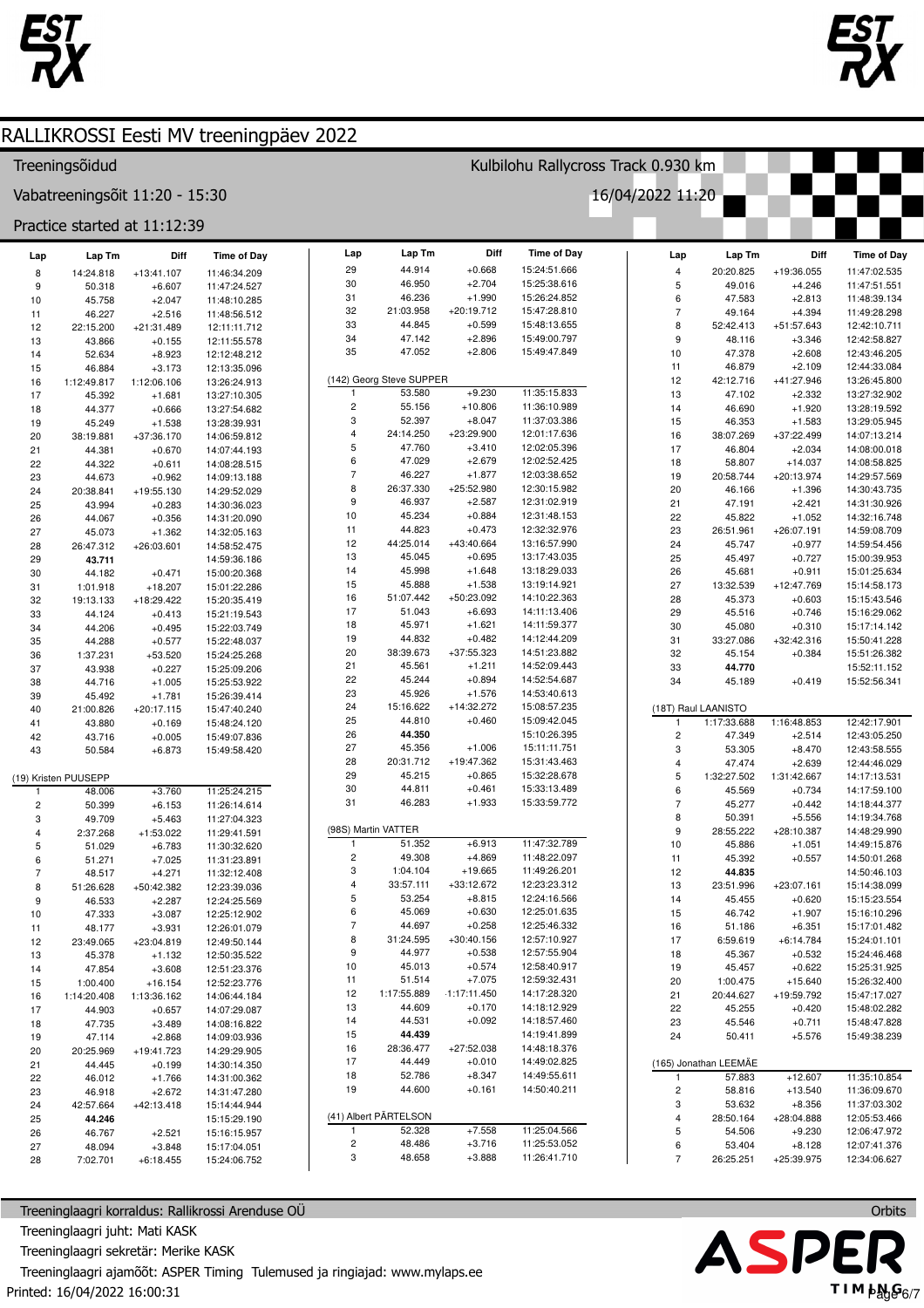# RALLIKROSSI Eesti MV treeningpäev 2022

Treeningsõidud — Kulbilohu Rallycross Track 0.930 km

Vabatreeningsõit 11:20 - 15:30 — 16/04/2022 11:20

Practice started at 11:12:39

| Lap | Lap Tm | Diff | Time of Day |
|---|---|---|---|
| 8 | 14:24.818 | +13:41.107 | 11:46:34.209 |
| 9 | 50.318 | +6.607 | 11:47:24.527 |
| 10 | 45.758 | +2.047 | 11:48:10.285 |
| 11 | 46.227 | +2.516 | 11:48:56.512 |
| 12 | 22:15.200 | +21:31.489 | 12:11:11.712 |
| 13 | 43.866 | +0.155 | 12:11:55.578 |
| 14 | 52.634 | +8.923 | 12:12:48.212 |
| 15 | 46.884 | +3.173 | 12:13:35.096 |
| 16 | 1:12:49.817 | 1:12:06.106 | 13:26:24.913 |
| 17 | 45.392 | +1.681 | 13:27:10.305 |
| 18 | 44.377 | +0.666 | 13:27:54.682 |
| 19 | 45.249 | +1.538 | 13:28:39.931 |
| 20 | 38:19.881 | +37:36.170 | 14:06:59.812 |
| 21 | 44.381 | +0.670 | 14:07:44.193 |
| 22 | 44.322 | +0.611 | 14:08:28.515 |
| 23 | 44.673 | +0.962 | 14:09:13.188 |
| 24 | 20:38.841 | +19:55.130 | 14:29:52.029 |
| 25 | 43.994 | +0.283 | 14:30:36.023 |
| 26 | 44.067 | +0.356 | 14:31:20.090 |
| 27 | 45.073 | +1.362 | 14:32:05.163 |
| 28 | 26:47.312 | +26:03.601 | 14:58:52.475 |
| 29 | **43.711** | | 14:59:36.186 |
| 30 | 44.182 | +0.471 | 15:00:20.368 |
| 31 | 1:01.918 | +18.207 | 15:01:22.286 |
| 32 | 19:13.133 | +18:29.422 | 15:20:35.419 |
| 33 | 44.124 | +0.413 | 15:21:19.543 |
| 34 | 44.206 | +0.495 | 15:22:03.749 |
| 35 | 44.288 | +0.577 | 15:22:48.037 |
| 36 | 1:37.231 | +53.520 | 15:24:25.268 |
| 37 | 43.938 | +0.227 | 15:25:09.206 |
| 38 | 44.716 | +1.005 | 15:25:53.922 |
| 39 | 45.492 | +1.781 | 15:26:39.414 |
| 40 | 21:00.826 | +20:17.115 | 15:47:40.240 |
| 41 | 43.880 | +0.169 | 15:48:24.120 |
| 42 | 43.716 | +0.005 | 15:49:07.836 |
| 43 | 50.584 | +6.873 | 15:49:58.420 |

(19) Kristen PUUSEPP

| Lap | Lap Tm | Diff | Time of Day |
|---|---|---|---|
| 1 | 48.006 | +3.760 | 11:25:24.215 |
| 2 | 50.399 | +6.153 | 11:26:14.614 |
| 3 | 49.709 | +5.463 | 11:27:04.323 |
| 4 | 2:37.268 | +1:53.022 | 11:29:41.591 |
| 5 | 51.029 | +6.783 | 11:30:32.620 |
| 6 | 51.271 | +7.025 | 11:31:23.891 |
| 7 | 48.517 | +4.271 | 11:32:12.408 |
| 8 | 51:26.628 | +50:42.382 | 12:23:39.036 |
| 9 | 46.533 | +2.287 | 12:24:25.569 |
| 10 | 47.333 | +3.087 | 12:25:12.902 |
| 11 | 48.177 | +3.931 | 12:26:01.079 |
| 12 | 23:49.065 | +23:04.819 | 12:49:50.144 |
| 13 | 45.378 | +1.132 | 12:50:35.522 |
| 14 | 47.854 | +3.608 | 12:51:23.376 |
| 15 | 1:00.400 | +16.154 | 12:52:23.776 |
| 16 | 1:14:20.408 | 1:13:36.162 | 14:06:44.184 |
| 17 | 44.903 | +0.657 | 14:07:29.087 |
| 18 | 47.735 | +3.489 | 14:08:16.822 |
| 19 | 47.114 | +2.868 | 14:09:03.936 |
| 20 | 20:25.969 | +19:41.723 | 14:29:29.905 |
| 21 | 44.445 | +0.199 | 14:30:14.350 |
| 22 | 46.012 | +1.766 | 14:31:00.362 |
| 23 | 46.918 | +2.672 | 14:31:47.280 |
| 24 | 42:57.664 | +42:13.418 | 15:14:44.944 |
| 25 | **44.246** | | 15:15:29.190 |
| 26 | 46.767 | +2.521 | 15:16:15.957 |
| 27 | 48.094 | +3.848 | 15:17:04.051 |
| 28 | 7:02.701 | +6:18.455 | 15:24:06.752 |
| 29 | 44.914 | +0.668 | 15:24:51.666 |
| 30 | 46.950 | +2.704 | 15:25:38.616 |
| 31 | 46.236 | +1.990 | 15:26:24.852 |
| 32 | 21:03.958 | +20:19.712 | 15:47:28.810 |
| 33 | 44.845 | +0.599 | 15:48:13.655 |
| 34 | 47.142 | +2.896 | 15:49:00.797 |
| 35 | 47.052 | +2.806 | 15:49:47.849 |

(142) Georg Steve SUPPER

| Lap | Lap Tm | Diff | Time of Day |
|---|---|---|---|
| 1 | 53.580 | +9.230 | 11:35:15.833 |
| 2 | 55.156 | +10.806 | 11:36:10.989 |
| 3 | 52.397 | +8.047 | 11:37:03.386 |
| 4 | 24:14.250 | +23:29.900 | 12:01:17.636 |
| 5 | 47.760 | +3.410 | 12:02:05.396 |
| 6 | 47.029 | +2.679 | 12:02:52.425 |
| 7 | 46.227 | +1.877 | 12:03:38.652 |
| 8 | 26:37.330 | +25:52.980 | 12:30:15.982 |
| 9 | 46.937 | +2.587 | 12:31:02.919 |
| 10 | 45.234 | +0.884 | 12:31:48.153 |
| 11 | 44.823 | +0.473 | 12:32:32.976 |
| 12 | 44:25.014 | +43:40.664 | 13:16:57.990 |
| 13 | 45.045 | +0.695 | 13:17:43.035 |
| 14 | 45.998 | +1.648 | 13:18:29.033 |
| 15 | 45.888 | +1.538 | 13:19:14.921 |
| 16 | 51:07.442 | +50:23.092 | 14:10:22.363 |
| 17 | 51.043 | +6.693 | 14:11:13.406 |
| 18 | 45.971 | +1.621 | 14:11:59.377 |
| 19 | 44.832 | +0.482 | 14:12:44.209 |
| 20 | 38:39.673 | +37:55.323 | 14:51:23.882 |
| 21 | 45.561 | +1.211 | 14:52:09.443 |
| 22 | 45.244 | +0.894 | 14:52:54.687 |
| 23 | 45.926 | +1.576 | 14:53:40.613 |
| 24 | 15:16.622 | +14:32.272 | 15:08:57.235 |
| 25 | 44.810 | +0.460 | 15:09:42.045 |
| 26 | **44.350** | | 15:10:26.395 |
| 27 | 45.356 | +1.006 | 15:11:11.751 |
| 28 | 20:31.712 | +19:47.362 | 15:31:43.463 |
| 29 | 45.215 | +0.865 | 15:32:28.678 |
| 30 | 44.811 | +0.461 | 15:33:13.489 |
| 31 | 46.283 | +1.933 | 15:33:59.772 |

(98S) Martin VATTER

| Lap | Lap Tm | Diff | Time of Day |
|---|---|---|---|
| 1 | 51.352 | +6.913 | 11:47:32.789 |
| 2 | 49.308 | +4.869 | 11:48:22.097 |
| 3 | 1:04.104 | +19.665 | 11:49:26.201 |
| 4 | 33:57.111 | +33:12.672 | 12:23:23.312 |
| 5 | 53.254 | +8.815 | 12:24:16.566 |
| 6 | 45.069 | +0.630 | 12:25:01.635 |
| 7 | 44.697 | +0.258 | 12:25:46.332 |
| 8 | 31:24.595 | +30:40.156 | 12:57:10.927 |
| 9 | 44.977 | +0.538 | 12:57:55.904 |
| 10 | 45.013 | +0.574 | 12:58:40.917 |
| 11 | 51.514 | +7.075 | 12:59:32.431 |
| 12 | 1:17:55.889 | 1:17:11.450 | 14:17:28.320 |
| 13 | 44.609 | +0.170 | 14:18:12.929 |
| 14 | 44.531 | +0.092 | 14:18:57.460 |
| 15 | **44.439** | | 14:19:41.899 |
| 16 | 28:36.477 | +27:52.038 | 14:48:18.376 |
| 17 | 44.449 | +0.010 | 14:49:02.825 |
| 18 | 52.786 | +8.347 | 14:49:55.611 |
| 19 | 44.600 | +0.161 | 14:50:40.211 |

(41) Albert PÄRTELSON

| Lap | Lap Tm | Diff | Time of Day |
|---|---|---|---|
| 1 | 52.328 | +7.558 | 11:25:04.566 |
| 2 | 48.486 | +3.716 | 11:25:53.052 |
| 3 | 48.658 | +3.888 | 11:26:41.710 |
| 4 | 20:20.825 | +19:36.055 | 11:47:02.535 |
| 5 | 49.016 | +4.246 | 11:47:51.551 |
| 6 | 47.583 | +2.813 | 11:48:39.134 |
| 7 | 49.164 | +4.394 | 11:49:28.298 |
| 8 | 52:42.413 | +51:57.643 | 12:42:10.711 |
| 9 | 48.116 | +3.346 | 12:42:58.827 |
| 10 | 47.378 | +2.608 | 12:43:46.205 |
| 11 | 46.879 | +2.109 | 12:44:33.084 |
| 12 | 42:12.716 | +41:27.946 | 13:26:45.800 |
| 13 | 47.102 | +2.332 | 13:27:32.902 |
| 14 | 46.690 | +1.920 | 13:28:19.592 |
| 15 | 46.353 | +1.583 | 13:29:05.945 |
| 16 | 38:07.269 | +37:22.499 | 14:07:13.214 |
| 17 | 46.804 | +2.034 | 14:08:00.018 |
| 18 | 58.807 | +14.037 | 14:08:58.825 |
| 19 | 20:58.744 | +20:13.974 | 14:29:57.569 |
| 20 | 46.166 | +1.396 | 14:30:43.735 |
| 21 | 47.191 | +2.421 | 14:31:30.926 |
| 22 | 45.822 | +1.052 | 14:32:16.748 |
| 23 | 26:51.961 | +26:07.191 | 14:59:08.709 |
| 24 | 45.747 | +0.977 | 14:59:54.456 |
| 25 | 45.497 | +0.727 | 15:00:39.953 |
| 26 | 45.681 | +0.911 | 15:01:25.634 |
| 27 | 13:32.539 | +12:47.769 | 15:14:58.173 |
| 28 | 45.373 | +0.603 | 15:15:43.546 |
| 29 | 45.516 | +0.746 | 15:16:29.062 |
| 30 | 45.080 | +0.310 | 15:17:14.142 |
| 31 | 33:27.086 | +32:42.316 | 15:50:41.228 |
| 32 | 45.154 | +0.384 | 15:51:26.382 |
| 33 | **44.770** | | 15:52:11.152 |
| 34 | 45.189 | +0.419 | 15:52:56.341 |

(18T) Raul LAANISTO

| Lap | Lap Tm | Diff | Time of Day |
|---|---|---|---|
| 1 | 1:17:33.688 | 1:16:48.853 | 12:42:17.901 |
| 2 | 47.349 | +2.514 | 12:43:05.250 |
| 3 | 53.305 | +8.470 | 12:43:58.555 |
| 4 | 47.474 | +2.639 | 12:44:46.029 |
| 5 | 1:32:27.502 | 1:31:42.667 | 14:17:13.531 |
| 6 | 45.569 | +0.734 | 14:17:59.100 |
| 7 | 45.277 | +0.442 | 14:18:44.377 |
| 8 | 50.391 | +5.556 | 14:19:34.768 |
| 9 | 28:55.222 | +28:10.387 | 14:48:29.990 |
| 10 | 45.886 | +1.051 | 14:49:15.876 |
| 11 | 45.392 | +0.557 | 14:50:01.268 |
| 12 | **44.835** | | 14:50:46.103 |
| 13 | 23:51.996 | +23:07.161 | 15:14:38.099 |
| 14 | 45.455 | +0.620 | 15:15:23.554 |
| 15 | 46.742 | +1.907 | 15:16:10.296 |
| 16 | 51.186 | +6.351 | 15:17:01.482 |
| 17 | 6:59.619 | +6:14.784 | 15:24:01.101 |
| 18 | 45.367 | +0.532 | 15:24:46.468 |
| 19 | 45.457 | +0.622 | 15:25:31.925 |
| 20 | 1:00.475 | +15.640 | 15:26:32.400 |
| 21 | 20:44.627 | +19:59.792 | 15:47:17.027 |
| 22 | 45.255 | +0.420 | 15:48:02.282 |
| 23 | 45.546 | +0.711 | 15:48:47.828 |
| 24 | 50.411 | +5.576 | 15:49:38.239 |

(165) Jonathan LEEMÄE

| Lap | Lap Tm | Diff | Time of Day |
|---|---|---|---|
| 1 | 57.883 | +12.607 | 11:35:10.854 |
| 2 | 58.816 | +13.540 | 11:36:09.670 |
| 3 | 53.632 | +8.356 | 11:37:03.302 |
| 4 | 28:50.164 | +28:04.888 | 12:05:53.466 |
| 5 | 54.506 | +9.230 | 12:06:47.972 |
| 6 | 53.404 | +8.128 | 12:07:41.376 |
| 7 | 26:25.251 | +25:39.975 | 12:34:06.627 |

Treeninglaagri korraldus: Rallikrossi Arenduse OÜ — Orbits

Treeninglaagri juht: Mati KASK

Treeninglaagri sekretär: Merike KASK

Treeninglaagri ajamõõt: ASPER Timing Tulemused ja ringiajad: www.mylaps.ee

Printed: 16/04/2022 16:00:31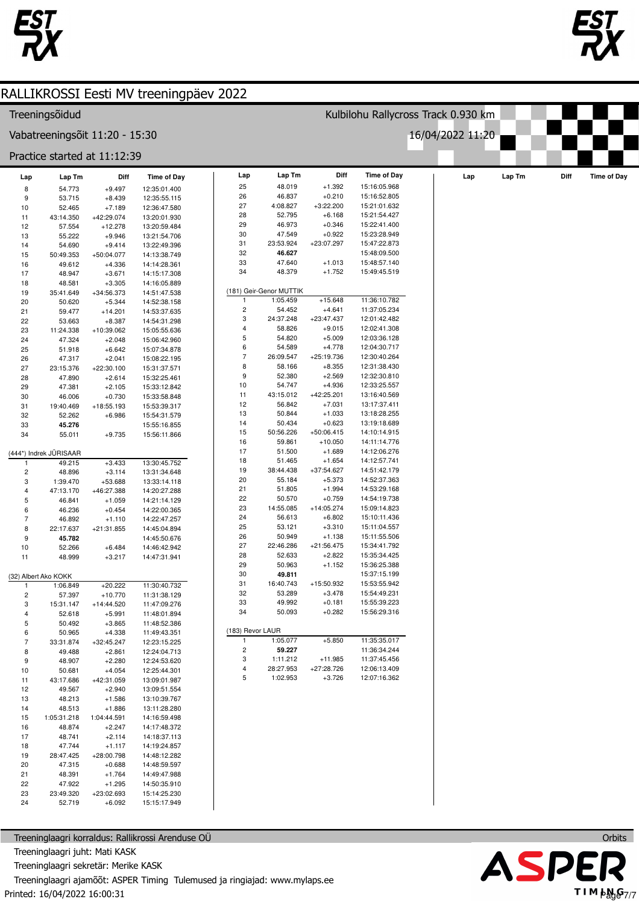# RALLIKROSSI Eesti MV treeningpäev 2022

Treeningsõidud

Kulbilohu Rallycross Track 0.930 km

Vabatreeningsõit 11:20 - 15:30

16/04/2022 11:20

Practice started at 11:12:39

| Lap | Lap Tm | Diff | Time of Day |
|---|---|---|---|
| 8 | 54.773 | +9.497 | 12:35:01.400 |
| 9 | 53.715 | +8.439 | 12:35:55.115 |
| 10 | 52.465 | +7.189 | 12:36:47.580 |
| 11 | 43:14.350 | +42:29.074 | 13:20:01.930 |
| 12 | 57.554 | +12.278 | 13:20:59.484 |
| 13 | 55.222 | +9.946 | 13:21:54.706 |
| 14 | 54.690 | +9.414 | 13:22:49.396 |
| 15 | 50:49.353 | +50:04.077 | 14:13:38.749 |
| 16 | 49.612 | +4.336 | 14:14:28.361 |
| 17 | 48.947 | +3.671 | 14:15:17.308 |
| 18 | 48.581 | +3.305 | 14:16:05.889 |
| 19 | 35:41.649 | +34:56.373 | 14:51:47.538 |
| 20 | 50.620 | +5.344 | 14:52:38.158 |
| 21 | 59.477 | +14.201 | 14:53:37.635 |
| 22 | 53.663 | +8.387 | 14:54:31.298 |
| 23 | 11:24.338 | +10:39.062 | 15:05:55.636 |
| 24 | 47.324 | +2.048 | 15:06:42.960 |
| 25 | 51.918 | +6.642 | 15:07:34.878 |
| 26 | 47.317 | +2.041 | 15:08:22.195 |
| 27 | 23:15.376 | +22:30.100 | 15:31:37.571 |
| 28 | 47.890 | +2.614 | 15:32:25.461 |
| 29 | 47.381 | +2.105 | 15:33:12.842 |
| 30 | 46.006 | +0.730 | 15:33:58.848 |
| 31 | 19:40.469 | +18:55.193 | 15:53:39.317 |
| 32 | 52.262 | +6.986 | 15:54:31.579 |
| 33 | **45.276** | | 15:55:16.855 |
| 34 | 55.011 | +9.735 | 15:56:11.866 |

(444*) Indrek JÜRISAAR

| Lap | Lap Tm | Diff | Time of Day |
|---|---|---|---|
| 1 | 49.215 | +3.433 | 13:30:45.752 |
| 2 | 48.896 | +3.114 | 13:31:34.648 |
| 3 | 1:39.470 | +53.688 | 13:33:14.118 |
| 4 | 47:13.170 | +46:27.388 | 14:20:27.288 |
| 5 | 46.841 | +1.059 | 14:21:14.129 |
| 6 | 46.236 | +0.454 | 14:22:00.365 |
| 7 | 46.892 | +1.110 | 14:22:47.257 |
| 8 | 22:17.637 | +21:31.855 | 14:45:04.894 |
| 9 | **45.782** | | 14:45:50.676 |
| 10 | 52.266 | +6.484 | 14:46:42.942 |
| 11 | 48.999 | +3.217 | 14:47:31.941 |

(32) Albert Ako KOKK

| Lap | Lap Tm | Diff | Time of Day |
|---|---|---|---|
| 1 | 1:06.849 | +20.222 | 11:30:40.732 |
| 2 | 57.397 | +10.770 | 11:31:38.129 |
| 3 | 15:31.147 | +14:44.520 | 11:47:09.276 |
| 4 | 52.618 | +5.991 | 11:48:01.894 |
| 5 | 50.492 | +3.865 | 11:48:52.386 |
| 6 | 50.965 | +4.338 | 11:49:43.351 |
| 7 | 33:31.874 | +32:45.247 | 12:23:15.225 |
| 8 | 49.488 | +2.861 | 12:24:04.713 |
| 9 | 48.907 | +2.280 | 12:24:53.620 |
| 10 | 50.681 | +4.054 | 12:25:44.301 |
| 11 | 43:17.686 | +42:31.059 | 13:09:01.987 |
| 12 | 49.567 | +2.940 | 13:09:51.554 |
| 13 | 48.213 | +1.586 | 13:10:39.767 |
| 14 | 48.513 | +1.886 | 13:11:28.280 |
| 15 | 1:05:31.218 | 1:04:44.591 | 14:16:59.498 |
| 16 | 48.874 | +2.247 | 14:17:48.372 |
| 17 | 48.741 | +2.114 | 14:18:37.113 |
| 18 | 47.744 | +1.117 | 14:19:24.857 |
| 19 | 28:47.425 | +28:00.798 | 14:48:12.282 |
| 20 | 47.315 | +0.688 | 14:48:59.597 |
| 21 | 48.391 | +1.764 | 14:49:47.988 |
| 22 | 47.922 | +1.295 | 14:50:35.910 |
| 23 | 23:49.320 | +23:02.693 | 15:14:25.230 |
| 24 | 52.719 | +6.092 | 15:15:17.949 |
| 25 | 48.019 | +1.392 | 15:16:05.968 |
| 26 | 46.837 | +0.210 | 15:16:52.805 |
| 27 | 4:08.827 | +3:22.200 | 15:21:01.632 |
| 28 | 52.795 | +6.168 | 15:21:54.427 |
| 29 | 46.973 | +0.346 | 15:22:41.400 |
| 30 | 47.549 | +0.922 | 15:23:28.949 |
| 31 | 23:53.924 | +23:07.297 | 15:47:22.873 |
| 32 | **46.627** | | 15:48:09.500 |
| 33 | 47.640 | +1.013 | 15:48:57.140 |
| 34 | 48.379 | +1.752 | 15:49:45.519 |

(181) Geir-Genor MUTTIK

| Lap | Lap Tm | Diff | Time of Day |
|---|---|---|---|
| 1 | 1:05.459 | +15.648 | 11:36:10.782 |
| 2 | 54.452 | +4.641 | 11:37:05.234 |
| 3 | 24:37.248 | +23:47.437 | 12:01:42.482 |
| 4 | 58.826 | +9.015 | 12:02:41.308 |
| 5 | 54.820 | +5.009 | 12:03:36.128 |
| 6 | 54.589 | +4.778 | 12:04:30.717 |
| 7 | 26:09.547 | +25:19.736 | 12:30:40.264 |
| 8 | 58.166 | +8.355 | 12:31:38.430 |
| 9 | 52.380 | +2.569 | 12:32:30.810 |
| 10 | 54.747 | +4.936 | 12:33:25.557 |
| 11 | 43:15.012 | +42:25.201 | 13:16:40.569 |
| 12 | 56.842 | +7.031 | 13:17:37.411 |
| 13 | 50.844 | +1.033 | 13:18:28.255 |
| 14 | 50.434 | +0.623 | 13:19:18.689 |
| 15 | 50:56.226 | +50:06.415 | 14:10:14.915 |
| 16 | 59.861 | +10.050 | 14:11:14.776 |
| 17 | 51.500 | +1.689 | 14:12:06.276 |
| 18 | 51.465 | +1.654 | 14:12:57.741 |
| 19 | 38:44.438 | +37:54.627 | 14:51:42.179 |
| 20 | 55.184 | +5.373 | 14:52:37.363 |
| 21 | 51.805 | +1.994 | 14:53:29.168 |
| 22 | 50.570 | +0.759 | 14:54:19.738 |
| 23 | 14:55.085 | +14:05.274 | 15:09:14.823 |
| 24 | 56.613 | +6.802 | 15:10:11.436 |
| 25 | 53.121 | +3.310 | 15:11:04.557 |
| 26 | 50.949 | +1.138 | 15:11:55.506 |
| 27 | 22:46.286 | +21:56.475 | 15:34:41.792 |
| 28 | 52.633 | +2.822 | 15:35:34.425 |
| 29 | 50.963 | +1.152 | 15:36:25.388 |
| 30 | **49.811** | | 15:37:15.199 |
| 31 | 16:40.743 | +15:50.932 | 15:53:55.942 |
| 32 | 53.289 | +3.478 | 15:54:49.231 |
| 33 | 49.992 | +0.181 | 15:55:39.223 |
| 34 | 50.093 | +0.282 | 15:56:29.316 |

(183) Revor LAUR

| Lap | Lap Tm | Diff | Time of Day |
|---|---|---|---|
| 1 | 1:05.077 | +5.850 | 11:35:35.017 |
| 2 | **59.227** | | 11:36:34.244 |
| 3 | 1:11.212 | +11.985 | 11:37:45.456 |
| 4 | 28:27.953 | +27:28.726 | 12:06:13.409 |
| 5 | 1:02.953 | +3.726 | 12:07:16.362 |

Treeninglaagri korraldus: Rallikrossi Arenduse OÜ

Treeninglaagri juht: Mati KASK

Treeninglaagri sekretär: Merike KASK

Treeninglaagri ajamõõt: ASPER Timing Tulemused ja ringiajad: www.mylaps.ee

Printed: 16/04/2022 16:00:31

Orbits